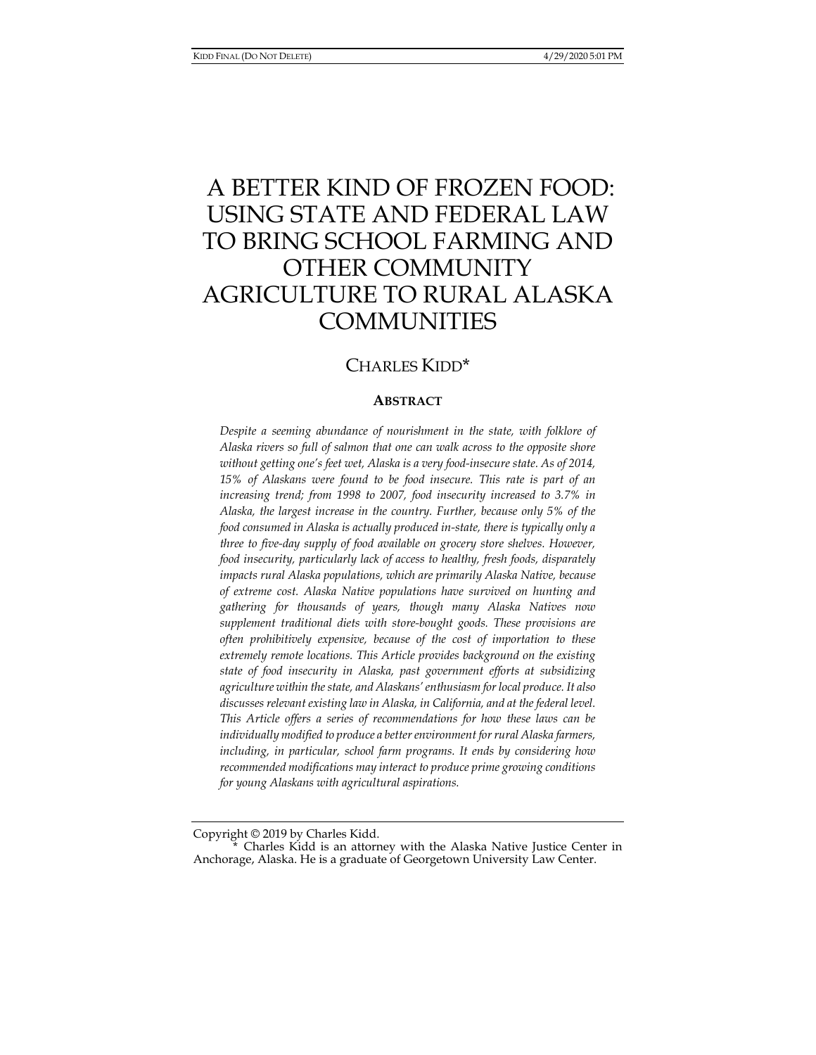# A BETTER KIND OF FROZEN FOOD: USING STATE AND FEDERAL LAW TO BRING SCHOOL FARMING AND OTHER COMMUNITY AGRICULTURE TO RURAL ALASKA COMMUNITIES

CHARLES KIDD*

## ABSTRACT

*Despite a seeming abundance of nourishment in the state, with folklore of Alaska rivers so full of salmon that one can walk across to the opposite shore without getting one's feet wet, Alaska is a very food-insecure state. As of 2014, 15% of Alaskans were found to be food insecure. This rate is part of an increasing trend; from 1998 to 2007, food insecurity increased to 3.7% in Alaska, the largest increase in the country. Further, because only 5% of the food consumed in Alaska is actually produced in-state, there is typically only a three to five-day supply of food available on grocery store shelves. However, food insecurity, particularly lack of access to healthy, fresh foods, disparately impacts rural Alaska populations, which are primarily Alaska Native, because of extreme cost. Alaska Native populations have survived on hunting and gathering for thousands of years, though many Alaska Natives now supplement traditional diets with store-bought goods. These provisions are often prohibitively expensive, because of the cost of importation to these extremely remote locations. This Article provides background on the existing state of food insecurity in Alaska, past government efforts at subsidizing agriculture within the state, and Alaskans' enthusiasm for local produce. It also discusses relevant existing law in Alaska, in California, and at the federal level. This Article offers a series of recommendations for how these laws can be individually modified to produce a better environment for rural Alaska farmers, including, in particular, school farm programs. It ends by considering how recommended modifications may interact to produce prime growing conditions for young Alaskans with agricultural aspirations.*

---

Copyright © 2019 by Charles Kidd.

\* Charles Kidd is an attorney with the Alaska Native Justice Center in Anchorage, Alaska. He is a graduate of Georgetown University Law Center.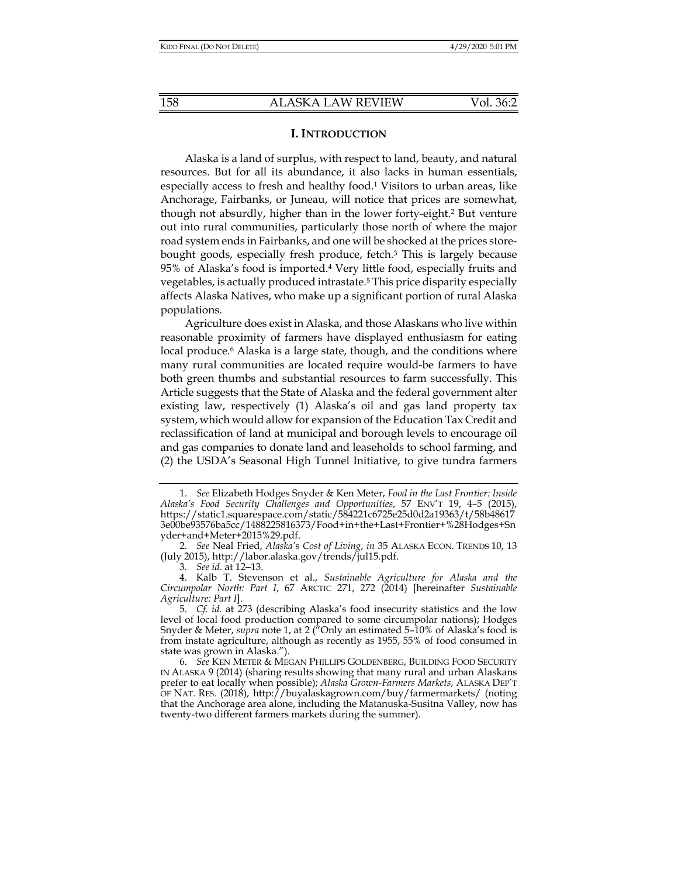## I. INTRODUCTION

Alaska is a land of surplus, with respect to land, beauty, and natural resources. But for all its abundance, it also lacks in human essentials, especially access to fresh and healthy food.[1] Visitors to urban areas, like Anchorage, Fairbanks, or Juneau, will notice that prices are somewhat, though not absurdly, higher than in the lower forty-eight.[2] But venture out into rural communities, particularly those north of where the major road system ends in Fairbanks, and one will be shocked at the prices store-bought goods, especially fresh produce, fetch.[3] This is largely because 95% of Alaska's food is imported.[4] Very little food, especially fruits and vegetables, is actually produced intrastate.[5] This price disparity especially affects Alaska Natives, who make up a significant portion of rural Alaska populations.

Agriculture does exist in Alaska, and those Alaskans who live within reasonable proximity of farmers have displayed enthusiasm for eating local produce.[6] Alaska is a large state, though, and the conditions where many rural communities are located require would-be farmers to have both green thumbs and substantial resources to farm successfully. This Article suggests that the State of Alaska and the federal government alter existing law, respectively (1) Alaska's oil and gas land property tax system, which would allow for expansion of the Education Tax Credit and reclassification of land at municipal and borough levels to encourage oil and gas companies to donate land and leaseholds to school farming, and (2) the USDA's Seasonal High Tunnel Initiative, to give tundra farmers

---

1. *See* Elizabeth Hodges Snyder & Ken Meter, *Food in the Last Frontier: Inside Alaska's Food Security Challenges and Opportunities*, 57 ENV'T 19, 4–5 (2015), https://static1.squarespace.com/static/584221c6725e25d0d2a19363/t/58b486173e00be93576ba5cc/1488225816373/Food+in+the+Last+Frontier+%28Hodges+Snyder+and+Meter+2015%29.pdf.

2. *See* Neal Fried, *Alaska's Cost of Living*, *in* 35 ALASKA ECON. TRENDS 10, 13 (July 2015), http://labor.alaska.gov/trends/jul15.pdf.

3. *See id.* at 12–13.

4. Kalb T. Stevenson et al., *Sustainable Agriculture for Alaska and the Circumpolar North: Part I*, 67 ARCTIC 271, 272 (2014) [hereinafter *Sustainable Agriculture: Part I*].

5. *Cf. id.* at 273 (describing Alaska's food insecurity statistics and the low level of local food production compared to some circumpolar nations); Hodges Snyder & Meter, *supra* note 1, at 2 ("Only an estimated 5–10% of Alaska's food is from instate agriculture, although as recently as 1955, 55% of food consumed in state was grown in Alaska.").

6. *See* KEN METER & MEGAN PHILLIPS GOLDENBERG, BUILDING FOOD SECURITY IN ALASKA 9 (2014) (sharing results showing that many rural and urban Alaskans prefer to eat locally when possible); *Alaska Grown-Farmers Markets*, ALASKA DEP'T OF NAT. RES. (2018), http://buyalaskagrown.com/buy/farmermarkets/ (noting that the Anchorage area alone, including the Matanuska-Susitna Valley, now has twenty-two different farmers markets during the summer).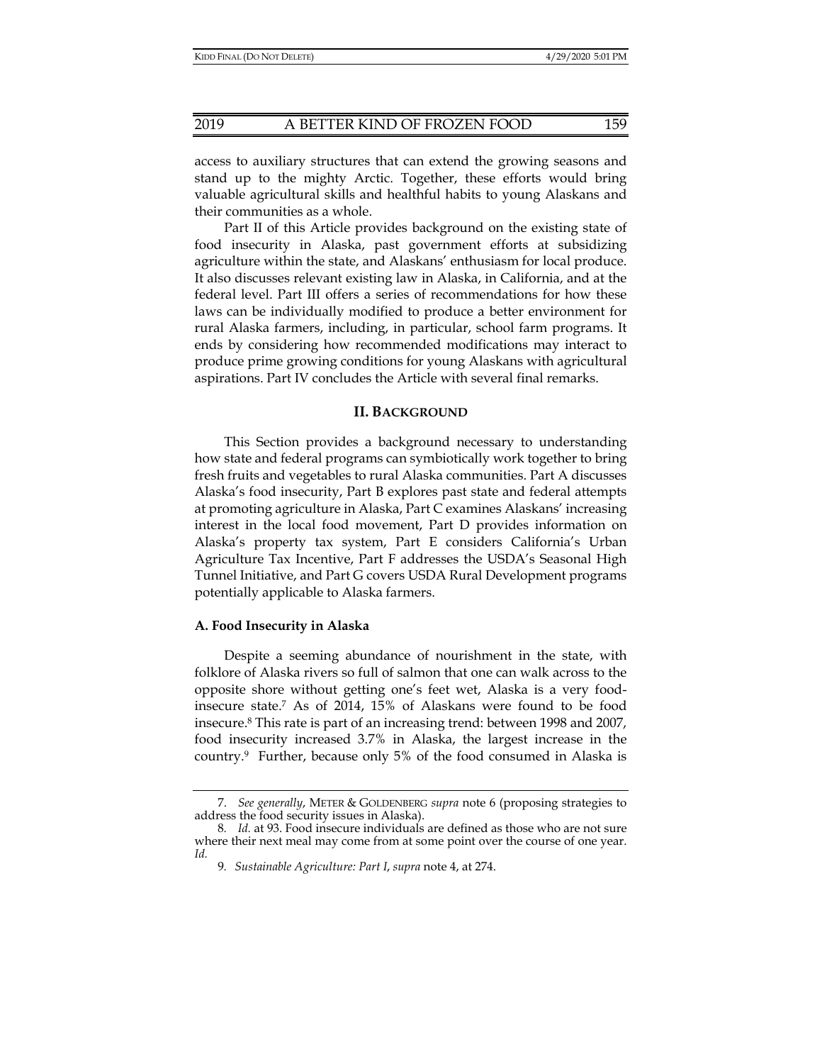access to auxiliary structures that can extend the growing seasons and stand up to the mighty Arctic. Together, these efforts would bring valuable agricultural skills and healthful habits to young Alaskans and their communities as a whole.

Part II of this Article provides background on the existing state of food insecurity in Alaska, past government efforts at subsidizing agriculture within the state, and Alaskans' enthusiasm for local produce. It also discusses relevant existing law in Alaska, in California, and at the federal level. Part III offers a series of recommendations for how these laws can be individually modified to produce a better environment for rural Alaska farmers, including, in particular, school farm programs. It ends by considering how recommended modifications may interact to produce prime growing conditions for young Alaskans with agricultural aspirations. Part IV concludes the Article with several final remarks.

## II. BACKGROUND

This Section provides a background necessary to understanding how state and federal programs can symbiotically work together to bring fresh fruits and vegetables to rural Alaska communities. Part A discusses Alaska's food insecurity, Part B explores past state and federal attempts at promoting agriculture in Alaska, Part C examines Alaskans' increasing interest in the local food movement, Part D provides information on Alaska's property tax system, Part E considers California's Urban Agriculture Tax Incentive, Part F addresses the USDA's Seasonal High Tunnel Initiative, and Part G covers USDA Rural Development programs potentially applicable to Alaska farmers.

### A. Food Insecurity in Alaska

Despite a seeming abundance of nourishment in the state, with folklore of Alaska rivers so full of salmon that one can walk across to the opposite shore without getting one's feet wet, Alaska is a very food-insecure state.[7] As of 2014, 15% of Alaskans were found to be food insecure.[8] This rate is part of an increasing trend: between 1998 and 2007, food insecurity increased 3.7% in Alaska, the largest increase in the country.[9] Further, because only 5% of the food consumed in Alaska is

---

7. *See generally*, METER & GOLDENBERG *supra* note 6 (proposing strategies to address the food security issues in Alaska).

8. *Id.* at 93. Food insecure individuals are defined as those who are not sure where their next meal may come from at some point over the course of one year. *Id.*

9. *Sustainable Agriculture: Part I*, *supra* note 4, at 274.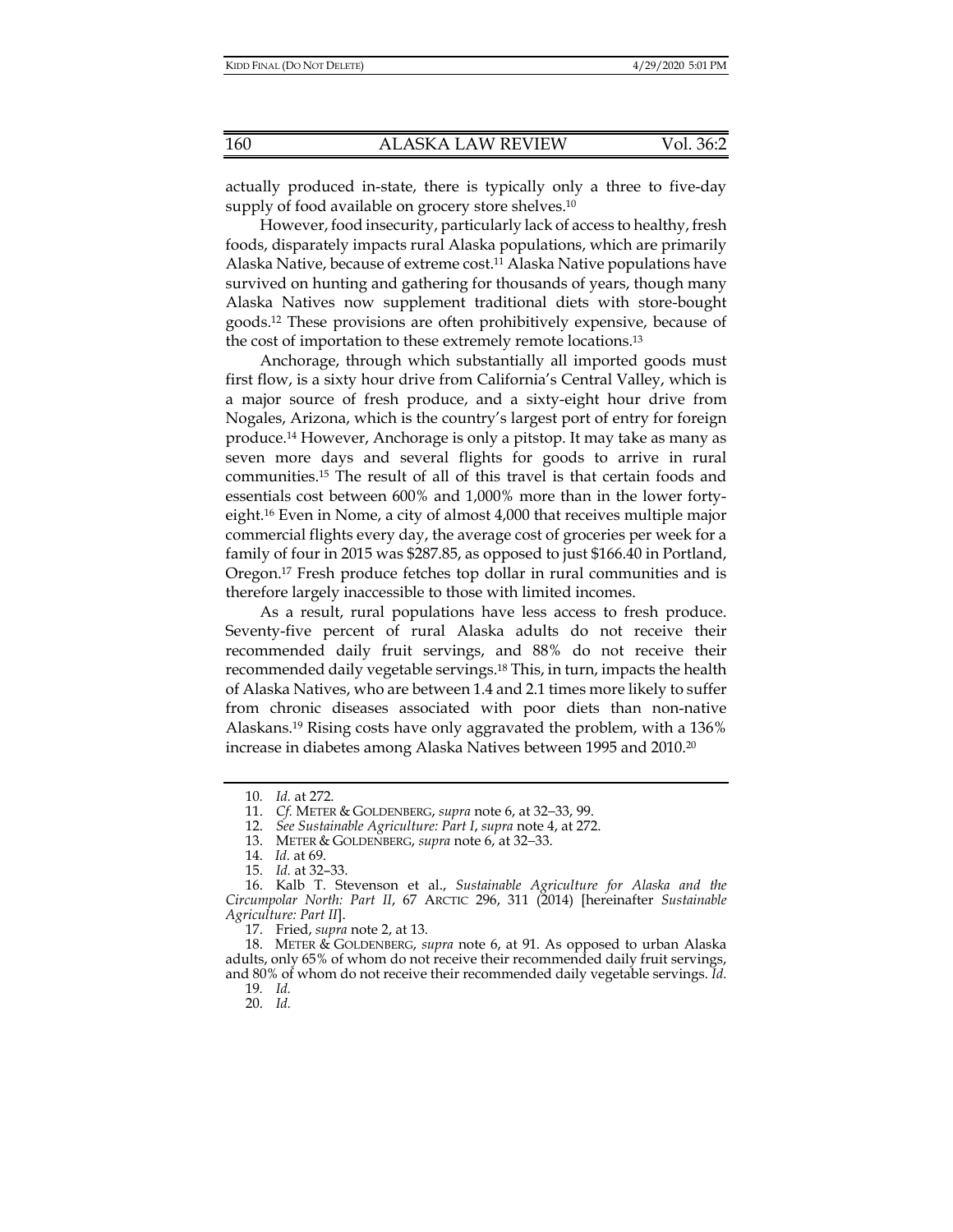actually produced in-state, there is typically only a three to five-day supply of food available on grocery store shelves.[10]

However, food insecurity, particularly lack of access to healthy, fresh foods, disparately impacts rural Alaska populations, which are primarily Alaska Native, because of extreme cost.[11] Alaska Native populations have survived on hunting and gathering for thousands of years, though many Alaska Natives now supplement traditional diets with store-bought goods.[12] These provisions are often prohibitively expensive, because of the cost of importation to these extremely remote locations.[13]

Anchorage, through which substantially all imported goods must first flow, is a sixty hour drive from California's Central Valley, which is a major source of fresh produce, and a sixty-eight hour drive from Nogales, Arizona, which is the country's largest port of entry for foreign produce.[14] However, Anchorage is only a pitstop. It may take as many as seven more days and several flights for goods to arrive in rural communities.[15] The result of all of this travel is that certain foods and essentials cost between 600% and 1,000% more than in the lower forty-eight.[16] Even in Nome, a city of almost 4,000 that receives multiple major commercial flights every day, the average cost of groceries per week for a family of four in 2015 was $287.85, as opposed to just $166.40 in Portland, Oregon.[17] Fresh produce fetches top dollar in rural communities and is therefore largely inaccessible to those with limited incomes.

As a result, rural populations have less access to fresh produce. Seventy-five percent of rural Alaska adults do not receive their recommended daily fruit servings, and 88% do not receive their recommended daily vegetable servings.[18] This, in turn, impacts the health of Alaska Natives, who are between 1.4 and 2.1 times more likely to suffer from chronic diseases associated with poor diets than non-native Alaskans.[19] Rising costs have only aggravated the problem, with a 136% increase in diabetes among Alaska Natives between 1995 and 2010.[20]

---

10. *Id.* at 272.
11. *Cf.* METER & GOLDENBERG, *supra* note 6, at 32–33, 99.
12. *See Sustainable Agriculture: Part I*, *supra* note 4, at 272.
13. METER & GOLDENBERG, *supra* note 6, at 32–33.
14. *Id.* at 69.
15. *Id.* at 32–33.
16. Kalb T. Stevenson et al., *Sustainable Agriculture for Alaska and the Circumpolar North: Part II*, 67 ARCTIC 296, 311 (2014) [hereinafter *Sustainable Agriculture: Part II*].
17. Fried, *supra* note 2, at 13.
18. METER & GOLDENBERG, *supra* note 6, at 91. As opposed to urban Alaska adults, only 65% of whom do not receive their recommended daily fruit servings, and 80% of whom do not receive their recommended daily vegetable servings. *Id.*
19. *Id.*
20. *Id.*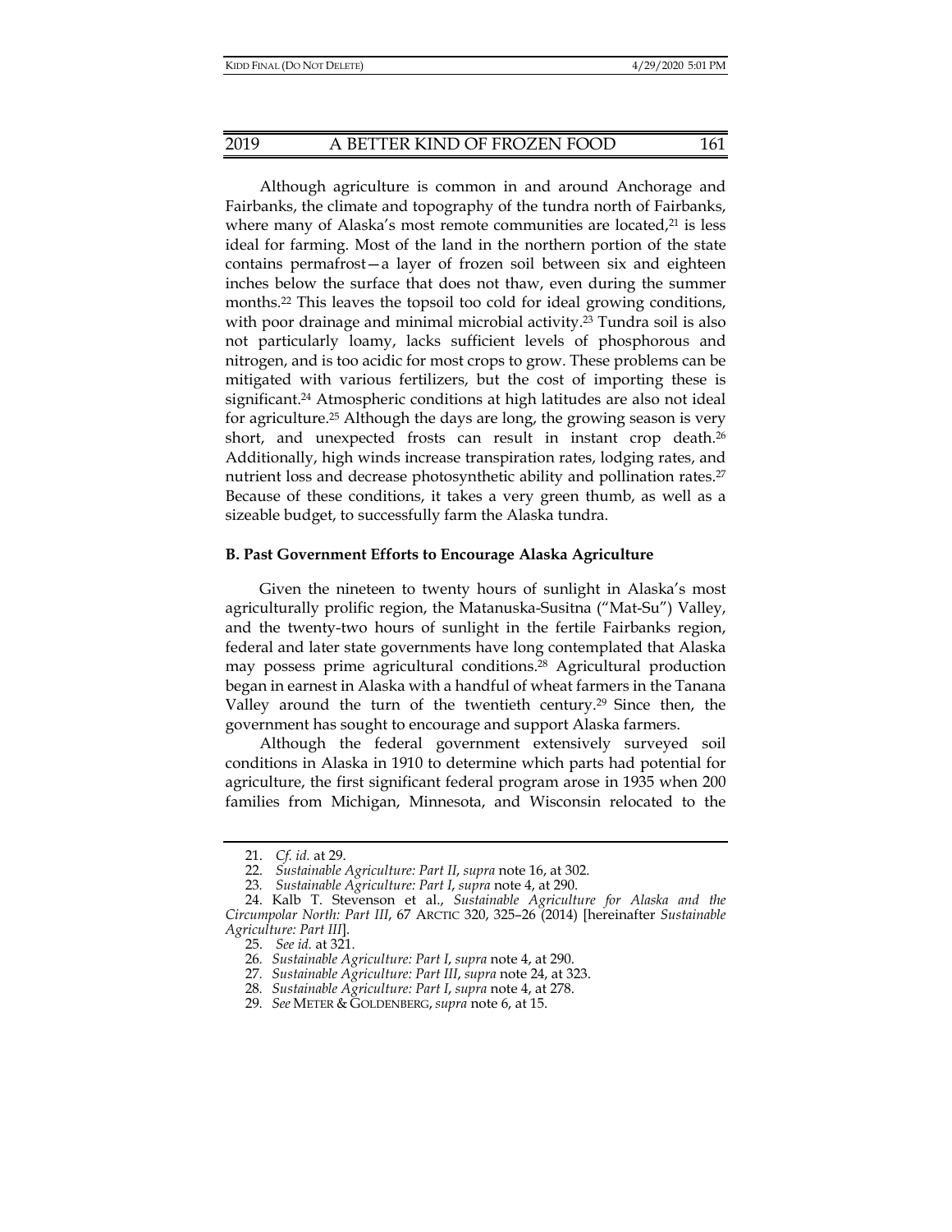Although agriculture is common in and around Anchorage and Fairbanks, the climate and topography of the tundra north of Fairbanks, where many of Alaska's most remote communities are located,[21] is less ideal for farming. Most of the land in the northern portion of the state contains permafrost—a layer of frozen soil between six and eighteen inches below the surface that does not thaw, even during the summer months.[22] This leaves the topsoil too cold for ideal growing conditions, with poor drainage and minimal microbial activity.[23] Tundra soil is also not particularly loamy, lacks sufficient levels of phosphorous and nitrogen, and is too acidic for most crops to grow. These problems can be mitigated with various fertilizers, but the cost of importing these is significant.[24] Atmospheric conditions at high latitudes are also not ideal for agriculture.[25] Although the days are long, the growing season is very short, and unexpected frosts can result in instant crop death.[26] Additionally, high winds increase transpiration rates, lodging rates, and nutrient loss and decrease photosynthetic ability and pollination rates.[27] Because of these conditions, it takes a very green thumb, as well as a sizeable budget, to successfully farm the Alaska tundra.

### B. Past Government Efforts to Encourage Alaska Agriculture

Given the nineteen to twenty hours of sunlight in Alaska's most agriculturally prolific region, the Matanuska-Susitna ("Mat-Su") Valley, and the twenty-two hours of sunlight in the fertile Fairbanks region, federal and later state governments have long contemplated that Alaska may possess prime agricultural conditions.[28] Agricultural production began in earnest in Alaska with a handful of wheat farmers in the Tanana Valley around the turn of the twentieth century.[29] Since then, the government has sought to encourage and support Alaska farmers.

Although the federal government extensively surveyed soil conditions in Alaska in 1910 to determine which parts had potential for agriculture, the first significant federal program arose in 1935 when 200 families from Michigan, Minnesota, and Wisconsin relocated to the

---

21. *Cf. id.* at 29.
22. *Sustainable Agriculture: Part II*, *supra* note 16, at 302.
23. *Sustainable Agriculture: Part I*, *supra* note 4, at 290.
24. Kalb T. Stevenson et al., *Sustainable Agriculture for Alaska and the Circumpolar North: Part III*, 67 ARCTIC 320, 325–26 (2014) [hereinafter *Sustainable Agriculture: Part III*].
25. *See id.* at 321.
26. *Sustainable Agriculture: Part I*, *supra* note 4, at 290.
27. *Sustainable Agriculture: Part III*, *supra* note 24, at 323.
28. *Sustainable Agriculture: Part I*, *supra* note 4, at 278.
29. *See* METER & GOLDENBERG, *supra* note 6, at 15.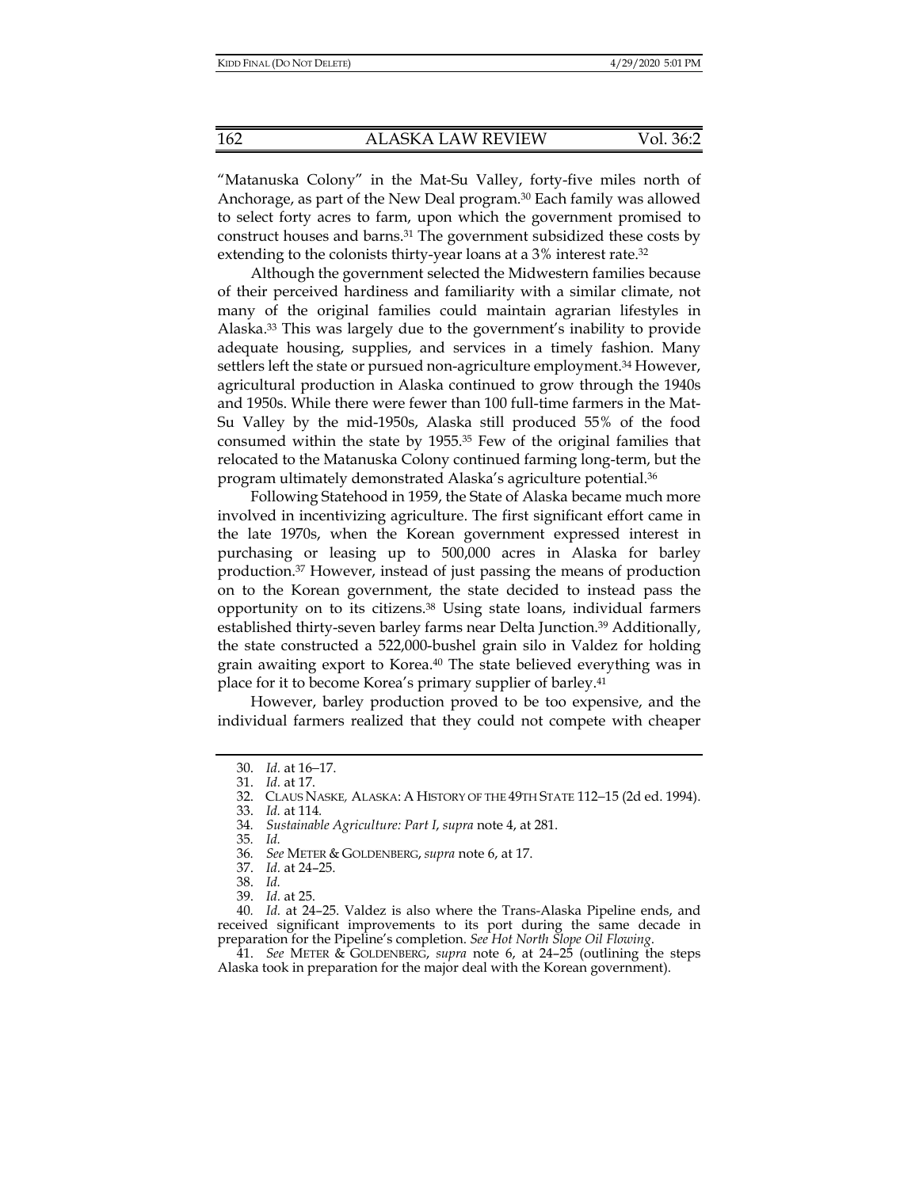"Matanuska Colony" in the Mat-Su Valley, forty-five miles north of Anchorage, as part of the New Deal program.[30] Each family was allowed to select forty acres to farm, upon which the government promised to construct houses and barns.[31] The government subsidized these costs by extending to the colonists thirty-year loans at a 3% interest rate.[32]

Although the government selected the Midwestern families because of their perceived hardiness and familiarity with a similar climate, not many of the original families could maintain agrarian lifestyles in Alaska.[33] This was largely due to the government's inability to provide adequate housing, supplies, and services in a timely fashion. Many settlers left the state or pursued non-agriculture employment.[34] However, agricultural production in Alaska continued to grow through the 1940s and 1950s. While there were fewer than 100 full-time farmers in the Mat-Su Valley by the mid-1950s, Alaska still produced 55% of the food consumed within the state by 1955.[35] Few of the original families that relocated to the Matanuska Colony continued farming long-term, but the program ultimately demonstrated Alaska's agriculture potential.[36]

Following Statehood in 1959, the State of Alaska became much more involved in incentivizing agriculture. The first significant effort came in the late 1970s, when the Korean government expressed interest in purchasing or leasing up to 500,000 acres in Alaska for barley production.[37] However, instead of just passing the means of production on to the Korean government, the state decided to instead pass the opportunity on to its citizens.[38] Using state loans, individual farmers established thirty-seven barley farms near Delta Junction.[39] Additionally, the state constructed a 522,000-bushel grain silo in Valdez for holding grain awaiting export to Korea.[40] The state believed everything was in place for it to become Korea's primary supplier of barley.[41]

However, barley production proved to be too expensive, and the individual farmers realized that they could not compete with cheaper

---

30. *Id.* at 16–17.
31. *Id.* at 17.
32. CLAUS NASKE, ALASKA: A HISTORY OF THE 49TH STATE 112–15 (2d ed. 1994).
33. *Id.* at 114.
34. *Sustainable Agriculture: Part I*, *supra* note 4, at 281.
35. *Id.*
36. *See* METER & GOLDENBERG, *supra* note 6, at 17.
37. *Id.* at 24–25.
38. *Id.*
39. *Id.* at 25.
40. *Id.* at 24–25. Valdez is also where the Trans-Alaska Pipeline ends, and received significant improvements to its port during the same decade in preparation for the Pipeline's completion. *See Hot North Slope Oil Flowing*.
41. *See* METER & GOLDENBERG, *supra* note 6, at 24–25 (outlining the steps Alaska took in preparation for the major deal with the Korean government).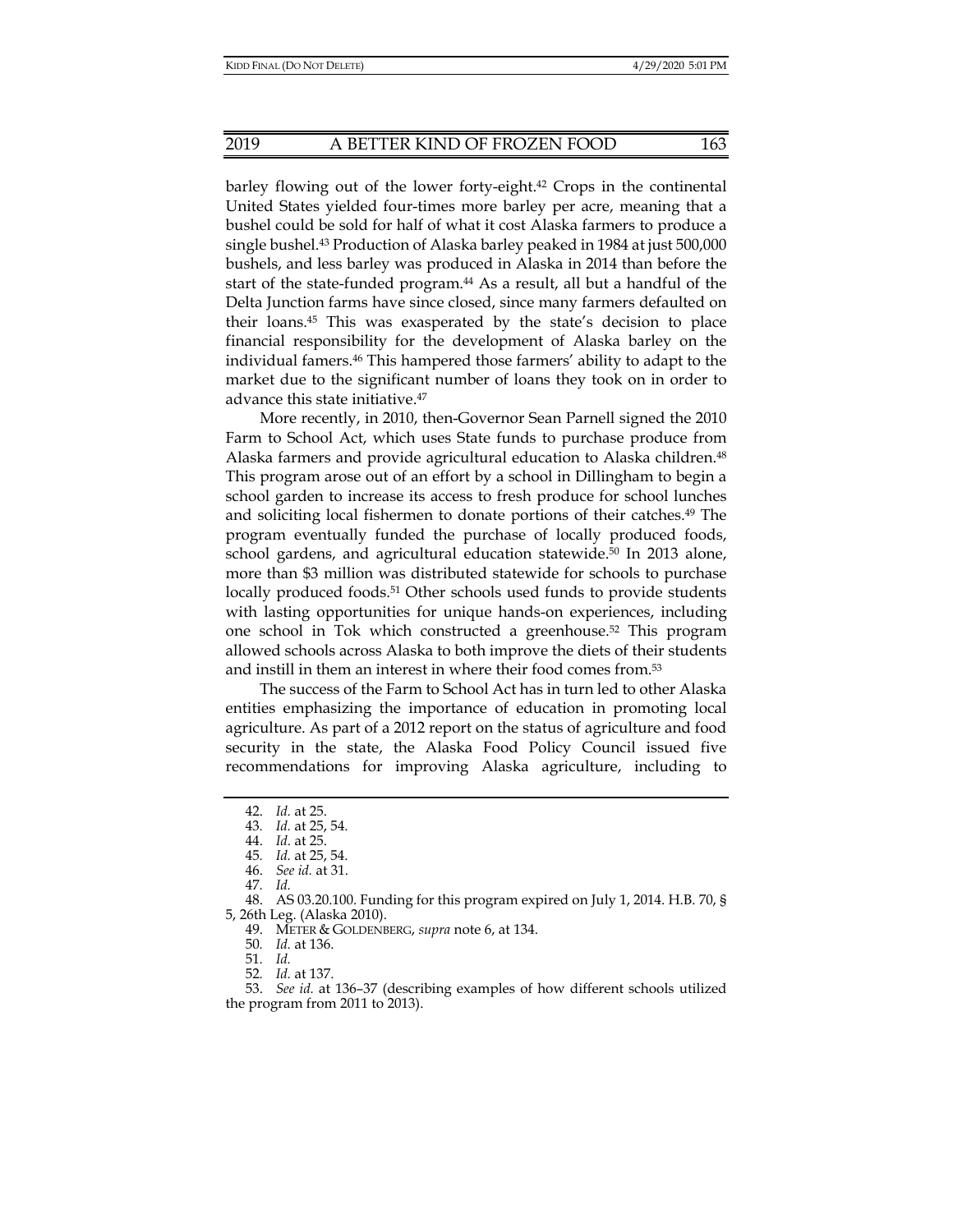barley flowing out of the lower forty-eight.[42] Crops in the continental United States yielded four-times more barley per acre, meaning that a bushel could be sold for half of what it cost Alaska farmers to produce a single bushel.[43] Production of Alaska barley peaked in 1984 at just 500,000 bushels, and less barley was produced in Alaska in 2014 than before the start of the state-funded program.[44] As a result, all but a handful of the Delta Junction farms have since closed, since many farmers defaulted on their loans.[45] This was exasperated by the state's decision to place financial responsibility for the development of Alaska barley on the individual famers.[46] This hampered those farmers' ability to adapt to the market due to the significant number of loans they took on in order to advance this state initiative.[47]

More recently, in 2010, then-Governor Sean Parnell signed the 2010 Farm to School Act, which uses State funds to purchase produce from Alaska farmers and provide agricultural education to Alaska children.[48] This program arose out of an effort by a school in Dillingham to begin a school garden to increase its access to fresh produce for school lunches and soliciting local fishermen to donate portions of their catches.[49] The program eventually funded the purchase of locally produced foods, school gardens, and agricultural education statewide.[50] In 2013 alone, more than $3 million was distributed statewide for schools to purchase locally produced foods.[51] Other schools used funds to provide students with lasting opportunities for unique hands-on experiences, including one school in Tok which constructed a greenhouse.[52] This program allowed schools across Alaska to both improve the diets of their students and instill in them an interest in where their food comes from.[53]

The success of the Farm to School Act has in turn led to other Alaska entities emphasizing the importance of education in promoting local agriculture. As part of a 2012 report on the status of agriculture and food security in the state, the Alaska Food Policy Council issued five recommendations for improving Alaska agriculture, including to

---

42. *Id.* at 25.
43. *Id.* at 25, 54.
44. *Id.* at 25.
45. *Id.* at 25, 54.
46. *See id.* at 31.
47. *Id.*
48. AS 03.20.100. Funding for this program expired on July 1, 2014. H.B. 70, § 5, 26th Leg. (Alaska 2010).
49. METER & GOLDENBERG, *supra* note 6, at 134.
50. *Id.* at 136.
51. *Id.*
52. *Id.* at 137.
53. *See id.* at 136–37 (describing examples of how different schools utilized the program from 2011 to 2013).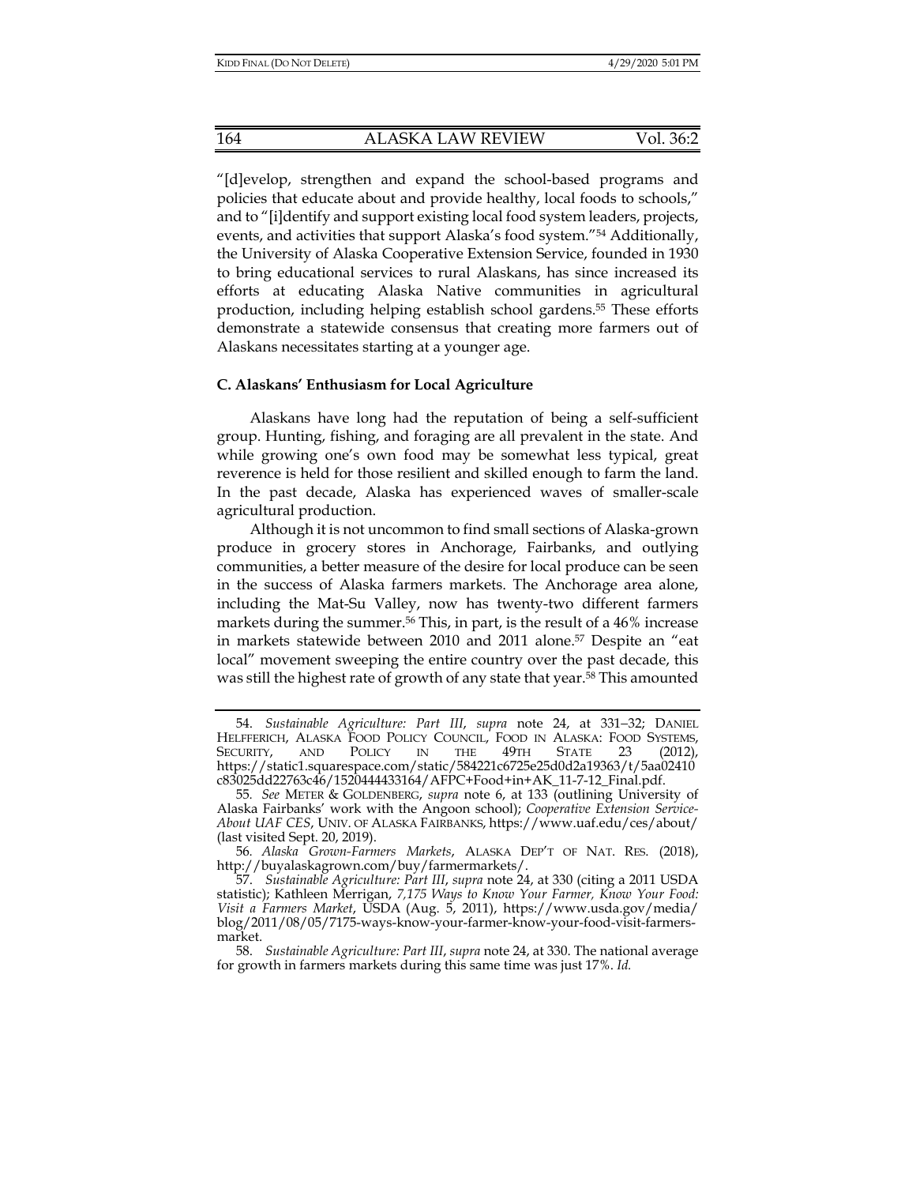"[d]evelop, strengthen and expand the school-based programs and policies that educate about and provide healthy, local foods to schools," and to "[i]dentify and support existing local food system leaders, projects, events, and activities that support Alaska's food system."[54] Additionally, the University of Alaska Cooperative Extension Service, founded in 1930 to bring educational services to rural Alaskans, has since increased its efforts at educating Alaska Native communities in agricultural production, including helping establish school gardens.[55] These efforts demonstrate a statewide consensus that creating more farmers out of Alaskans necessitates starting at a younger age.

### C. Alaskans' Enthusiasm for Local Agriculture

Alaskans have long had the reputation of being a self-sufficient group. Hunting, fishing, and foraging are all prevalent in the state. And while growing one's own food may be somewhat less typical, great reverence is held for those resilient and skilled enough to farm the land. In the past decade, Alaska has experienced waves of smaller-scale agricultural production.

Although it is not uncommon to find small sections of Alaska-grown produce in grocery stores in Anchorage, Fairbanks, and outlying communities, a better measure of the desire for local produce can be seen in the success of Alaska farmers markets. The Anchorage area alone, including the Mat-Su Valley, now has twenty-two different farmers markets during the summer.[56] This, in part, is the result of a 46% increase in markets statewide between 2010 and 2011 alone.[57] Despite an "eat local" movement sweeping the entire country over the past decade, this was still the highest rate of growth of any state that year.[58] This amounted

---

54. *Sustainable Agriculture: Part III*, *supra* note 24, at 331–32; DANIEL HELFFERICH, ALASKA FOOD POLICY COUNCIL, FOOD IN ALASKA: FOOD SYSTEMS, SECURITY, AND POLICY IN THE 49TH STATE 23 (2012), https://static1.squarespace.com/static/584221c6725e25d0d2a19363/t/5aa02410c83025dd22763c46/1520444433164/AFPC+Food+in+AK_11-7-12_Final.pdf.

55. *See* METER & GOLDENBERG, *supra* note 6, at 133 (outlining University of Alaska Fairbanks' work with the Angoon school); *Cooperative Extension Service-About UAF CES*, UNIV. OF ALASKA FAIRBANKS, https://www.uaf.edu/ces/about/ (last visited Sept. 20, 2019).

56. *Alaska Grown-Farmers Markets*, ALASKA DEP'T OF NAT. RES. (2018), http://buyalaskagrown.com/buy/farmermarkets/.

57. *Sustainable Agriculture: Part III*, *supra* note 24, at 330 (citing a 2011 USDA statistic); Kathleen Merrigan, *7,175 Ways to Know Your Farmer, Know Your Food: Visit a Farmers Market*, USDA (Aug. 5, 2011), https://www.usda.gov/media/blog/2011/08/05/7175-ways-know-your-farmer-know-your-food-visit-farmers-market.

58. *Sustainable Agriculture: Part III*, *supra* note 24, at 330. The national average for growth in farmers markets during this same time was just 17%. *Id.*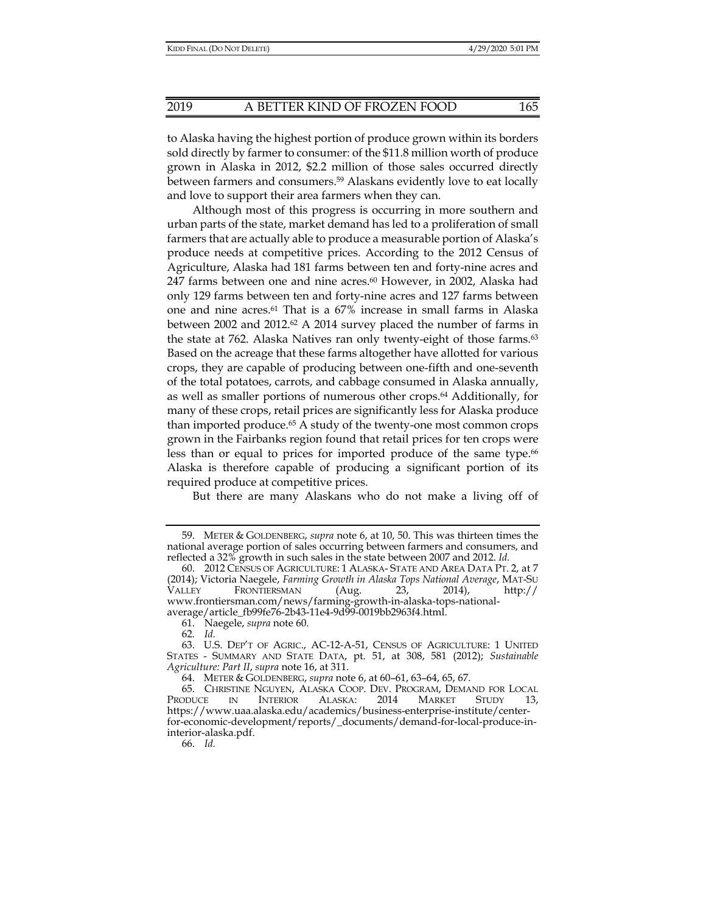to Alaska having the highest portion of produce grown within its borders sold directly by farmer to consumer: of the $11.8 million worth of produce grown in Alaska in 2012, $2.2 million of those sales occurred directly between farmers and consumers.[59] Alaskans evidently love to eat locally and love to support their area farmers when they can.

Although most of this progress is occurring in more southern and urban parts of the state, market demand has led to a proliferation of small farmers that are actually able to produce a measurable portion of Alaska's produce needs at competitive prices. According to the 2012 Census of Agriculture, Alaska had 181 farms between ten and forty-nine acres and 247 farms between one and nine acres.[60] However, in 2002, Alaska had only 129 farms between ten and forty-nine acres and 127 farms between one and nine acres.[61] That is a 67% increase in small farms in Alaska between 2002 and 2012.[62] A 2014 survey placed the number of farms in the state at 762. Alaska Natives ran only twenty-eight of those farms.[63] Based on the acreage that these farms altogether have allotted for various crops, they are capable of producing between one-fifth and one-seventh of the total potatoes, carrots, and cabbage consumed in Alaska annually, as well as smaller portions of numerous other crops.[64] Additionally, for many of these crops, retail prices are significantly less for Alaska produce than imported produce.[65] A study of the twenty-one most common crops grown in the Fairbanks region found that retail prices for ten crops were less than or equal to prices for imported produce of the same type.[66] Alaska is therefore capable of producing a significant portion of its required produce at competitive prices.

But there are many Alaskans who do not make a living off of

---

59. METER & GOLDENBERG, *supra* note 6, at 10, 50. This was thirteen times the national average portion of sales occurring between farmers and consumers, and reflected a 32% growth in such sales in the state between 2007 and 2012. *Id.*

60. 2012 CENSUS OF AGRICULTURE: 1 ALASKA- STATE AND AREA DATA PT. 2, at 7 (2014); Victoria Naegele, *Farming Growth in Alaska Tops National Average*, MAT-SU VALLEY FRONTIERSMAN (Aug. 23, 2014), http://www.frontiersman.com/news/farming-growth-in-alaska-tops-national-average/article_fb99fe76-2b43-11e4-9d99-0019bb2963f4.html.

61. Naegele, *supra* note 60.

62. *Id.*

63. U.S. DEP'T OF AGRIC., AC-12-A-51, CENSUS OF AGRICULTURE: 1 UNITED STATES - SUMMARY AND STATE DATA, pt. 51, at 308, 581 (2012); *Sustainable Agriculture: Part II*, *supra* note 16, at 311.

64. METER & GOLDENBERG, *supra* note 6, at 60–61, 63–64, 65, 67.

65. CHRISTINE NGUYEN, ALASKA COOP. DEV. PROGRAM, DEMAND FOR LOCAL PRODUCE IN INTERIOR ALASKA: 2014 MARKET STUDY 13, https://www.uaa.alaska.edu/academics/business-enterprise-institute/center-for-economic-development/reports/_documents/demand-for-local-produce-in-interior-alaska.pdf.

66. *Id.*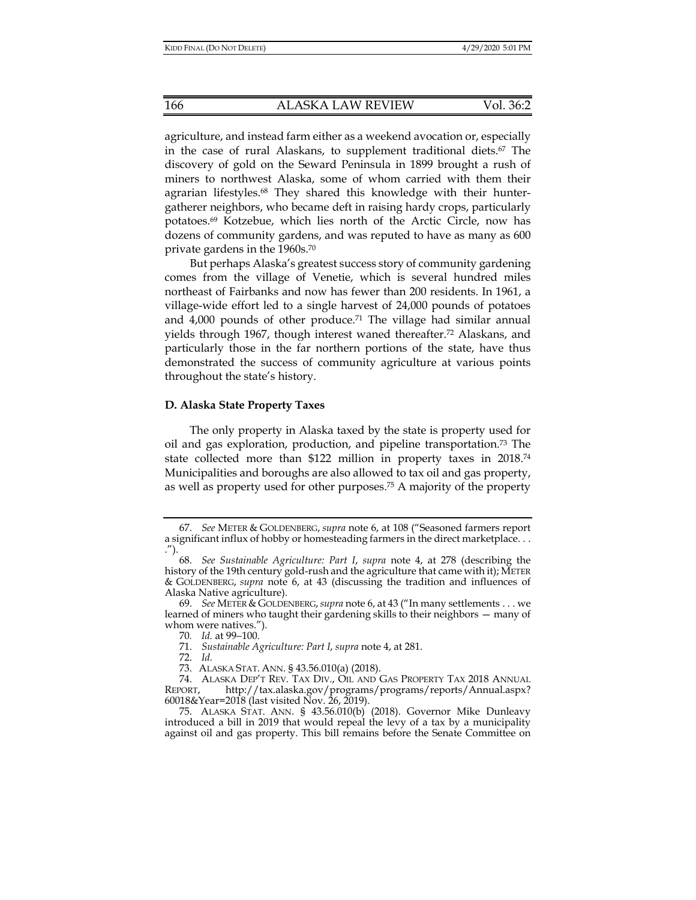agriculture, and instead farm either as a weekend avocation or, especially in the case of rural Alaskans, to supplement traditional diets.[67] The discovery of gold on the Seward Peninsula in 1899 brought a rush of miners to northwest Alaska, some of whom carried with them their agrarian lifestyles.[68] They shared this knowledge with their hunter-gatherer neighbors, who became deft in raising hardy crops, particularly potatoes.[69] Kotzebue, which lies north of the Arctic Circle, now has dozens of community gardens, and was reputed to have as many as 600 private gardens in the 1960s.[70]

But perhaps Alaska's greatest success story of community gardening comes from the village of Venetie, which is several hundred miles northeast of Fairbanks and now has fewer than 200 residents. In 1961, a village-wide effort led to a single harvest of 24,000 pounds of potatoes and 4,000 pounds of other produce.[71] The village had similar annual yields through 1967, though interest waned thereafter.[72] Alaskans, and particularly those in the far northern portions of the state, have thus demonstrated the success of community agriculture at various points throughout the state's history.

### D. Alaska State Property Taxes

The only property in Alaska taxed by the state is property used for oil and gas exploration, production, and pipeline transportation.[73] The state collected more than $122 million in property taxes in 2018.[74] Municipalities and boroughs are also allowed to tax oil and gas property, as well as property used for other purposes.[75] A majority of the property

---

67. *See* METER & GOLDENBERG, *supra* note 6, at 108 ("Seasoned farmers report a significant influx of hobby or homesteading farmers in the direct marketplace. . . .").

68. *See Sustainable Agriculture: Part I*, *supra* note 4, at 278 (describing the history of the 19th century gold-rush and the agriculture that came with it); METER & GOLDENBERG, *supra* note 6, at 43 (discussing the tradition and influences of Alaska Native agriculture).

69. *See* METER & GOLDENBERG, *supra* note 6, at 43 ("In many settlements . . . we learned of miners who taught their gardening skills to their neighbors — many of whom were natives.").

70. *Id.* at 99–100.

71. *Sustainable Agriculture: Part I*, *supra* note 4, at 281.

72. *Id.*

73. ALASKA STAT. ANN. § 43.56.010(a) (2018).

74. ALASKA DEP'T REV. TAX DIV., OIL AND GAS PROPERTY TAX 2018 ANNUAL REPORT, http://tax.alaska.gov/programs/programs/reports/Annual.aspx?60018&Year=2018 (last visited Nov. 26, 2019).

75. ALASKA STAT. ANN. § 43.56.010(b) (2018). Governor Mike Dunleavy introduced a bill in 2019 that would repeal the levy of a tax by a municipality against oil and gas property. This bill remains before the Senate Committee on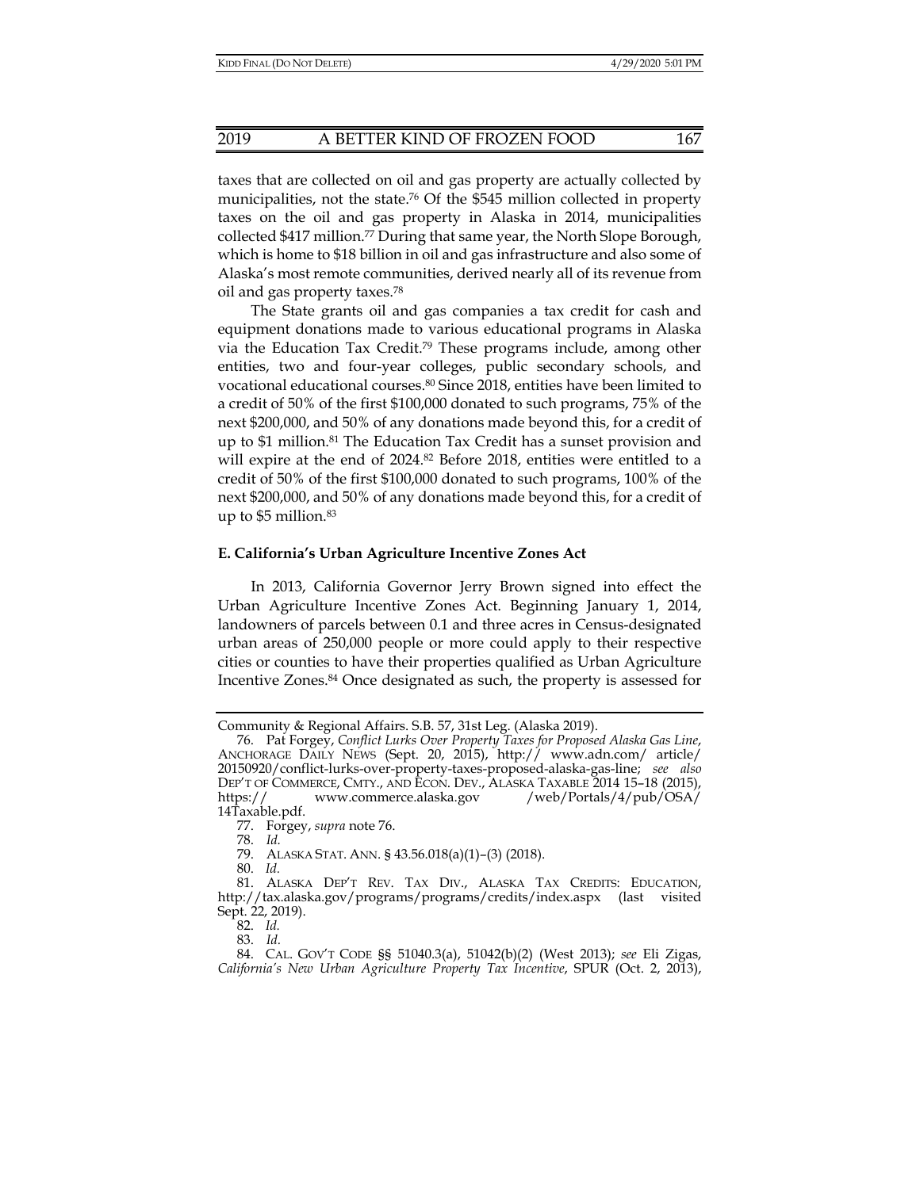taxes that are collected on oil and gas property are actually collected by municipalities, not the state.[76] Of the $545 million collected in property taxes on the oil and gas property in Alaska in 2014, municipalities collected $417 million.[77] During that same year, the North Slope Borough, which is home to $18 billion in oil and gas infrastructure and also some of Alaska's most remote communities, derived nearly all of its revenue from oil and gas property taxes.[78]

The State grants oil and gas companies a tax credit for cash and equipment donations made to various educational programs in Alaska via the Education Tax Credit.[79] These programs include, among other entities, two and four-year colleges, public secondary schools, and vocational educational courses.[80] Since 2018, entities have been limited to a credit of 50% of the first $100,000 donated to such programs, 75% of the next $200,000, and 50% of any donations made beyond this, for a credit of up to $1 million.[81] The Education Tax Credit has a sunset provision and will expire at the end of 2024.[82] Before 2018, entities were entitled to a credit of 50% of the first $100,000 donated to such programs, 100% of the next $200,000, and 50% of any donations made beyond this, for a credit of up to $5 million.[83]

**E. California's Urban Agriculture Incentive Zones Act**

In 2013, California Governor Jerry Brown signed into effect the Urban Agriculture Incentive Zones Act. Beginning January 1, 2014, landowners of parcels between 0.1 and three acres in Census-designated urban areas of 250,000 people or more could apply to their respective cities or counties to have their properties qualified as Urban Agriculture Incentive Zones.[84] Once designated as such, the property is assessed for

---

Community & Regional Affairs. S.B. 57, 31st Leg. (Alaska 2019).

76. Pat Forgey, *Conflict Lurks Over Property Taxes for Proposed Alaska Gas Line*, ANCHORAGE DAILY NEWS (Sept. 20, 2015), http:// www.adn.com/ article/ 20150920/conflict-lurks-over-property-taxes-proposed-alaska-gas-line; *see also* DEP'T OF COMMERCE, CMTY., AND ECON. DEV., ALASKA TAXABLE 2014 15–18 (2015), https:// www.commerce.alaska.gov /web/Portals/4/pub/OSA/ 14Taxable.pdf.

77. Forgey, *supra* note 76.

78. *Id.*

79. ALASKA STAT. ANN. § 43.56.018(a)(1)–(3) (2018).

80. *Id.*

81. ALASKA DEP'T REV. TAX DIV., ALASKA TAX CREDITS: EDUCATION, http://tax.alaska.gov/programs/programs/credits/index.aspx (last visited Sept. 22, 2019).

82. *Id.*

83. *Id.*

84. CAL. GOV'T CODE §§ 51040.3(a), 51042(b)(2) (West 2013); *see* Eli Zigas, *California's New Urban Agriculture Property Tax Incentive*, SPUR (Oct. 2, 2013),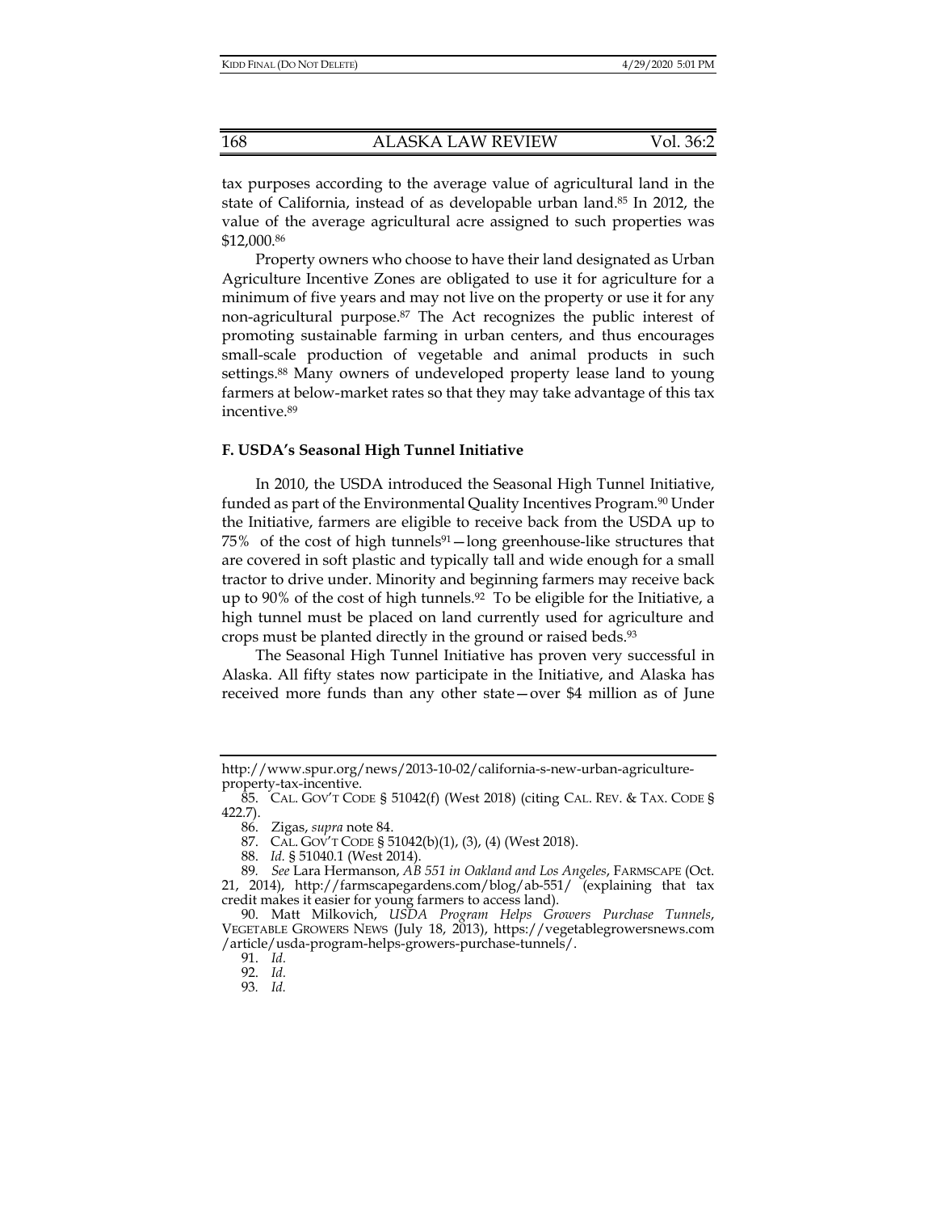tax purposes according to the average value of agricultural land in the state of California, instead of as developable urban land.[85] In 2012, the value of the average agricultural acre assigned to such properties was $12,000.[86]

Property owners who choose to have their land designated as Urban Agriculture Incentive Zones are obligated to use it for agriculture for a minimum of five years and may not live on the property or use it for any non-agricultural purpose.[87] The Act recognizes the public interest of promoting sustainable farming in urban centers, and thus encourages small-scale production of vegetable and animal products in such settings.[88] Many owners of undeveloped property lease land to young farmers at below-market rates so that they may take advantage of this tax incentive.[89]

### F. USDA's Seasonal High Tunnel Initiative

In 2010, the USDA introduced the Seasonal High Tunnel Initiative, funded as part of the Environmental Quality Incentives Program.[90] Under the Initiative, farmers are eligible to receive back from the USDA up to 75% of the cost of high tunnels[91]—long greenhouse-like structures that are covered in soft plastic and typically tall and wide enough for a small tractor to drive under. Minority and beginning farmers may receive back up to 90% of the cost of high tunnels.[92] To be eligible for the Initiative, a high tunnel must be placed on land currently used for agriculture and crops must be planted directly in the ground or raised beds.[93]

The Seasonal High Tunnel Initiative has proven very successful in Alaska. All fifty states now participate in the Initiative, and Alaska has received more funds than any other state—over $4 million as of June

---

http://www.spur.org/news/2013-10-02/california-s-new-urban-agriculture-property-tax-incentive.

85. CAL. GOV'T CODE § 51042(f) (West 2018) (citing CAL. REV. & TAX. CODE § 422.7).

86. Zigas, *supra* note 84.

87. CAL. GOV'T CODE § 51042(b)(1), (3), (4) (West 2018).

88. *Id.* § 51040.1 (West 2014).

89. *See* Lara Hermanson, *AB 551 in Oakland and Los Angeles*, FARMSCAPE (Oct. 21, 2014), http://farmscapegardens.com/blog/ab-551/ (explaining that tax credit makes it easier for young farmers to access land).

90. Matt Milkovich, *USDA Program Helps Growers Purchase Tunnels*, VEGETABLE GROWERS NEWS (July 18, 2013), https://vegetablegrowersnews.com/article/usda-program-helps-growers-purchase-tunnels/.

91. *Id.*

92. *Id.*

93. *Id.*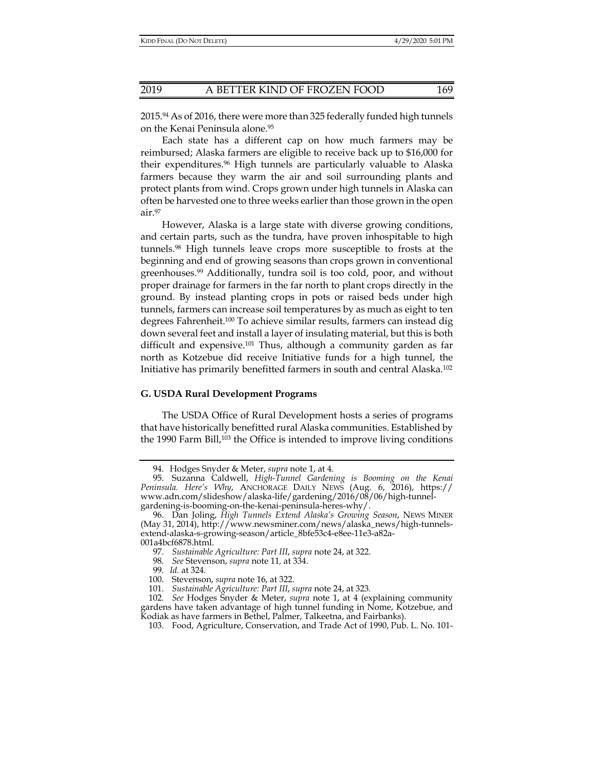2015.[94] As of 2016, there were more than 325 federally funded high tunnels on the Kenai Peninsula alone.[95]

Each state has a different cap on how much farmers may be reimbursed; Alaska farmers are eligible to receive back up to $16,000 for their expenditures.[96] High tunnels are particularly valuable to Alaska farmers because they warm the air and soil surrounding plants and protect plants from wind. Crops grown under high tunnels in Alaska can often be harvested one to three weeks earlier than those grown in the open air.[97]

However, Alaska is a large state with diverse growing conditions, and certain parts, such as the tundra, have proven inhospitable to high tunnels.[98] High tunnels leave crops more susceptible to frosts at the beginning and end of growing seasons than crops grown in conventional greenhouses.[99] Additionally, tundra soil is too cold, poor, and without proper drainage for farmers in the far north to plant crops directly in the ground. By instead planting crops in pots or raised beds under high tunnels, farmers can increase soil temperatures by as much as eight to ten degrees Fahrenheit.[100] To achieve similar results, farmers can instead dig down several feet and install a layer of insulating material, but this is both difficult and expensive.[101] Thus, although a community garden as far north as Kotzebue did receive Initiative funds for a high tunnel, the Initiative has primarily benefitted farmers in south and central Alaska.[102]

### G. USDA Rural Development Programs

The USDA Office of Rural Development hosts a series of programs that have historically benefitted rural Alaska communities. Established by the 1990 Farm Bill,[103] the Office is intended to improve living conditions

---

94. Hodges Snyder & Meter, *supra* note 1, at 4.

95. Suzanna Caldwell, *High-Tunnel Gardening is Booming on the Kenai Peninsula. Here's Why*, ANCHORAGE DAILY NEWS (Aug. 6, 2016), https://www.adn.com/slideshow/alaska-life/gardening/2016/08/06/high-tunnel-gardening-is-booming-on-the-kenai-peninsula-heres-why/.

96. Dan Joling, *High Tunnels Extend Alaska's Growing Season*, NEWS MINER (May 31, 2014), http://www.newsminer.com/news/alaska_news/high-tunnels-extend-alaska-s-growing-season/article_8bfe53c4-e8ee-11e3-a82a-001a4bcf6878.html.

97. *Sustainable Agriculture: Part III*, *supra* note 24, at 322.

98. *See* Stevenson, *supra* note 11, at 334.

99. *Id.* at 324.

100. Stevenson, *supra* note 16, at 322.

101. *Sustainable Agriculture: Part III*, *supra* note 24, at 323.

102. *See* Hodges Snyder & Meter, *supra* note 1, at 4 (explaining community gardens have taken advantage of high tunnel funding in Nome, Kotzebue, and Kodiak as have farmers in Bethel, Palmer, Talkeetna, and Fairbanks).

103. Food, Agriculture, Conservation, and Trade Act of 1990, Pub. L. No. 101-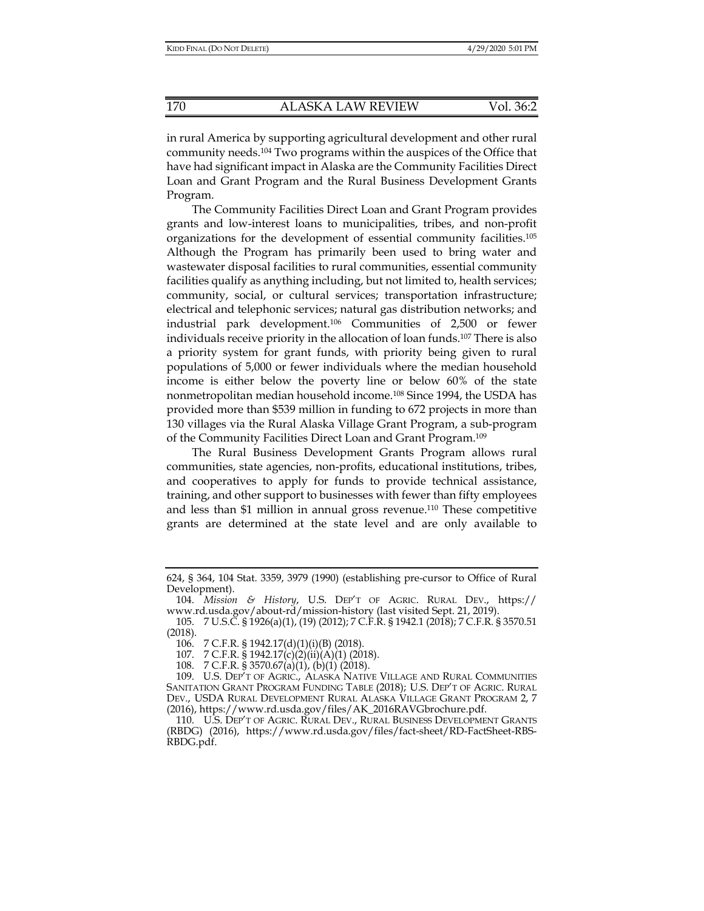in rural America by supporting agricultural development and other rural community needs.[104] Two programs within the auspices of the Office that have had significant impact in Alaska are the Community Facilities Direct Loan and Grant Program and the Rural Business Development Grants Program.

The Community Facilities Direct Loan and Grant Program provides grants and low-interest loans to municipalities, tribes, and non-profit organizations for the development of essential community facilities.[105] Although the Program has primarily been used to bring water and wastewater disposal facilities to rural communities, essential community facilities qualify as anything including, but not limited to, health services; community, social, or cultural services; transportation infrastructure; electrical and telephonic services; natural gas distribution networks; and industrial park development.[106] Communities of 2,500 or fewer individuals receive priority in the allocation of loan funds.[107] There is also a priority system for grant funds, with priority being given to rural populations of 5,000 or fewer individuals where the median household income is either below the poverty line or below 60% of the state nonmetropolitan median household income.[108] Since 1994, the USDA has provided more than $539 million in funding to 672 projects in more than 130 villages via the Rural Alaska Village Grant Program, a sub-program of the Community Facilities Direct Loan and Grant Program.[109]

The Rural Business Development Grants Program allows rural communities, state agencies, non-profits, educational institutions, tribes, and cooperatives to apply for funds to provide technical assistance, training, and other support to businesses with fewer than fifty employees and less than $1 million in annual gross revenue.[110] These competitive grants are determined at the state level and are only available to

---

624, § 364, 104 Stat. 3359, 3979 (1990) (establishing pre-cursor to Office of Rural Development).

104. *Mission & History*, U.S. DEP'T OF AGRIC. RURAL DEV., https://www.rd.usda.gov/about-rd/mission-history (last visited Sept. 21, 2019).

105. 7 U.S.C. § 1926(a)(1), (19) (2012); 7 C.F.R. § 1942.1 (2018); 7 C.F.R. § 3570.51 (2018).

106. 7 C.F.R. § 1942.17(d)(1)(i)(B) (2018).

107. 7 C.F.R. § 1942.17(c)(2)(ii)(A)(1) (2018).

108. 7 C.F.R. § 3570.67(a)(1), (b)(1) (2018).

109. U.S. DEP'T OF AGRIC., ALASKA NATIVE VILLAGE AND RURAL COMMUNITIES SANITATION GRANT PROGRAM FUNDING TABLE (2018); U.S. DEP'T OF AGRIC. RURAL DEV., USDA RURAL DEVELOPMENT RURAL ALASKA VILLAGE GRANT PROGRAM 2, 7 (2016), https://www.rd.usda.gov/files/AK_2016RAVGbrochure.pdf.

110. U.S. DEP'T OF AGRIC. RURAL DEV., RURAL BUSINESS DEVELOPMENT GRANTS (RBDG) (2016), https://www.rd.usda.gov/files/fact-sheet/RD-FactSheet-RBS-RBDG.pdf.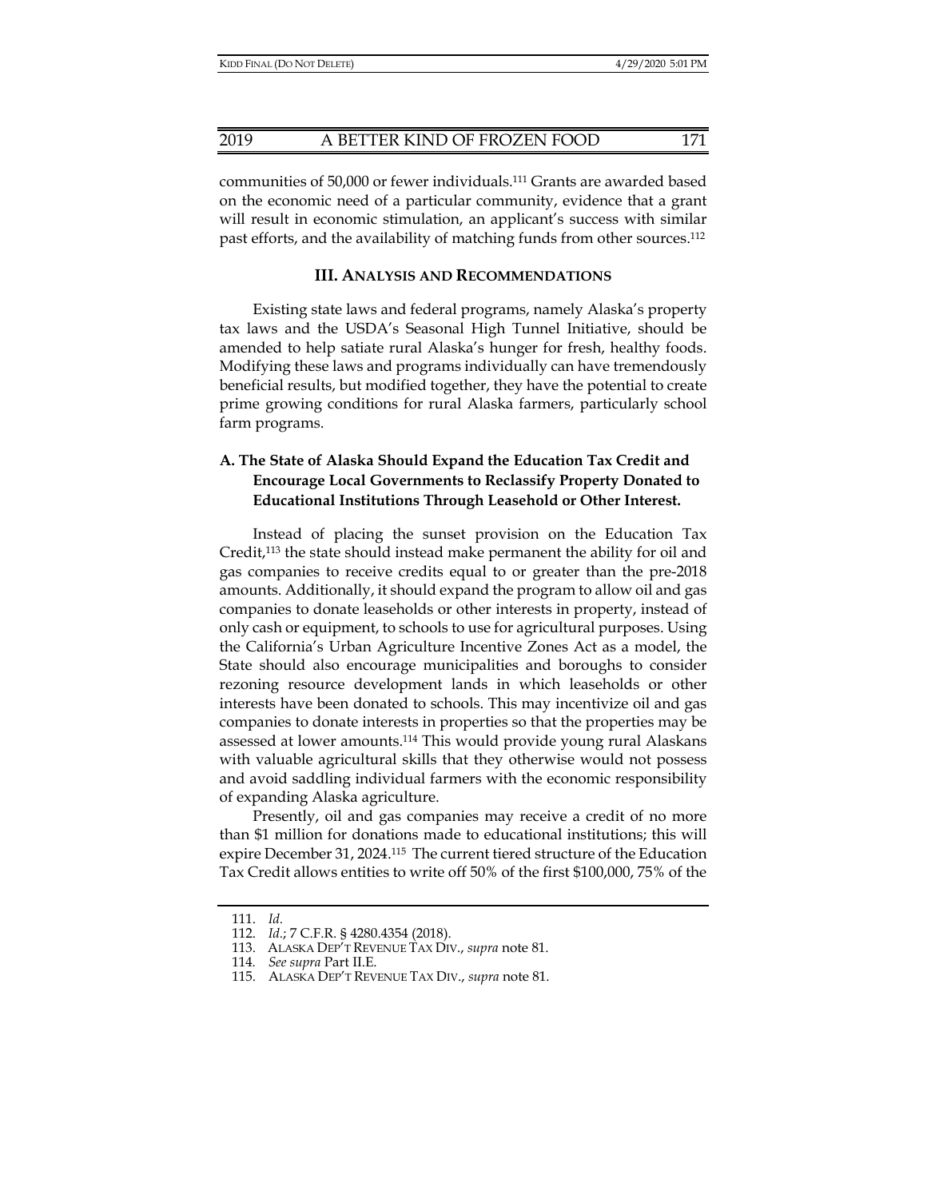communities of 50,000 or fewer individuals.[111] Grants are awarded based on the economic need of a particular community, evidence that a grant will result in economic stimulation, an applicant's success with similar past efforts, and the availability of matching funds from other sources.[112]

## III. ANALYSIS AND RECOMMENDATIONS

Existing state laws and federal programs, namely Alaska's property tax laws and the USDA's Seasonal High Tunnel Initiative, should be amended to help satiate rural Alaska's hunger for fresh, healthy foods. Modifying these laws and programs individually can have tremendously beneficial results, but modified together, they have the potential to create prime growing conditions for rural Alaska farmers, particularly school farm programs.

### A. The State of Alaska Should Expand the Education Tax Credit and Encourage Local Governments to Reclassify Property Donated to Educational Institutions Through Leasehold or Other Interest.

Instead of placing the sunset provision on the Education Tax Credit,[113] the state should instead make permanent the ability for oil and gas companies to receive credits equal to or greater than the pre-2018 amounts. Additionally, it should expand the program to allow oil and gas companies to donate leaseholds or other interests in property, instead of only cash or equipment, to schools to use for agricultural purposes. Using the California's Urban Agriculture Incentive Zones Act as a model, the State should also encourage municipalities and boroughs to consider rezoning resource development lands in which leaseholds or other interests have been donated to schools. This may incentivize oil and gas companies to donate interests in properties so that the properties may be assessed at lower amounts.[114] This would provide young rural Alaskans with valuable agricultural skills that they otherwise would not possess and avoid saddling individual farmers with the economic responsibility of expanding Alaska agriculture.

Presently, oil and gas companies may receive a credit of no more than $1 million for donations made to educational institutions; this will expire December 31, 2024.[115] The current tiered structure of the Education Tax Credit allows entities to write off 50% of the first $100,000, 75% of the

---

111. *Id.*

112. *Id.*; 7 C.F.R. § 4280.4354 (2018).

113. ALASKA DEP'T REVENUE TAX DIV., *supra* note 81.

114. *See supra* Part II.E.

115. ALASKA DEP'T REVENUE TAX DIV., *supra* note 81.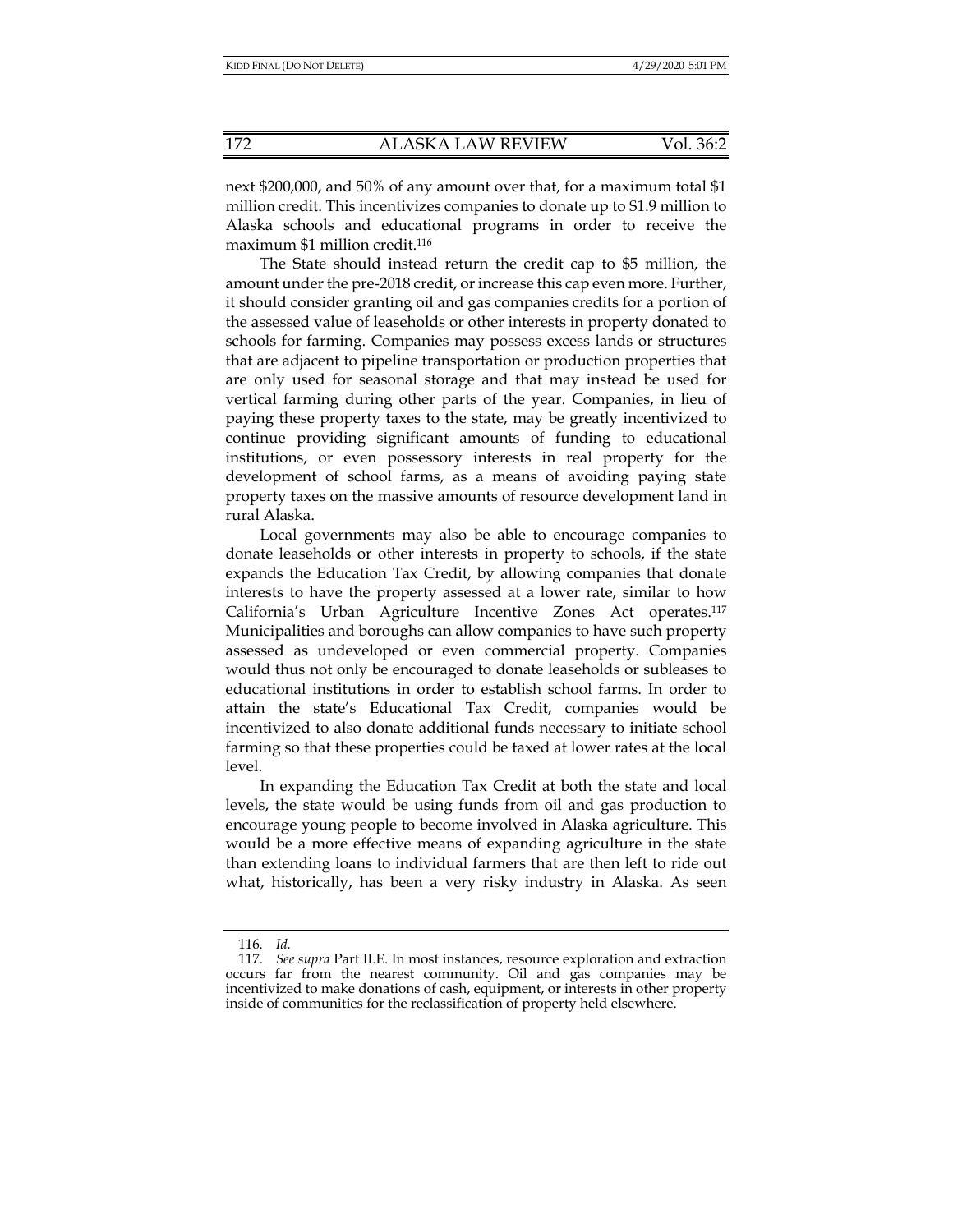next $200,000, and 50% of any amount over that, for a maximum total $1 million credit. This incentivizes companies to donate up to $1.9 million to Alaska schools and educational programs in order to receive the maximum $1 million credit.[116]

The State should instead return the credit cap to $5 million, the amount under the pre-2018 credit, or increase this cap even more. Further, it should consider granting oil and gas companies credits for a portion of the assessed value of leaseholds or other interests in property donated to schools for farming. Companies may possess excess lands or structures that are adjacent to pipeline transportation or production properties that are only used for seasonal storage and that may instead be used for vertical farming during other parts of the year. Companies, in lieu of paying these property taxes to the state, may be greatly incentivized to continue providing significant amounts of funding to educational institutions, or even possessory interests in real property for the development of school farms, as a means of avoiding paying state property taxes on the massive amounts of resource development land in rural Alaska.

Local governments may also be able to encourage companies to donate leaseholds or other interests in property to schools, if the state expands the Education Tax Credit, by allowing companies that donate interests to have the property assessed at a lower rate, similar to how California's Urban Agriculture Incentive Zones Act operates.[117] Municipalities and boroughs can allow companies to have such property assessed as undeveloped or even commercial property. Companies would thus not only be encouraged to donate leaseholds or subleases to educational institutions in order to establish school farms. In order to attain the state's Educational Tax Credit, companies would be incentivized to also donate additional funds necessary to initiate school farming so that these properties could be taxed at lower rates at the local level.

In expanding the Education Tax Credit at both the state and local levels, the state would be using funds from oil and gas production to encourage young people to become involved in Alaska agriculture. This would be a more effective means of expanding agriculture in the state than extending loans to individual farmers that are then left to ride out what, historically, has been a very risky industry in Alaska. As seen

---

116. *Id.*

117. *See supra* Part II.E. In most instances, resource exploration and extraction occurs far from the nearest community. Oil and gas companies may be incentivized to make donations of cash, equipment, or interests in other property inside of communities for the reclassification of property held elsewhere.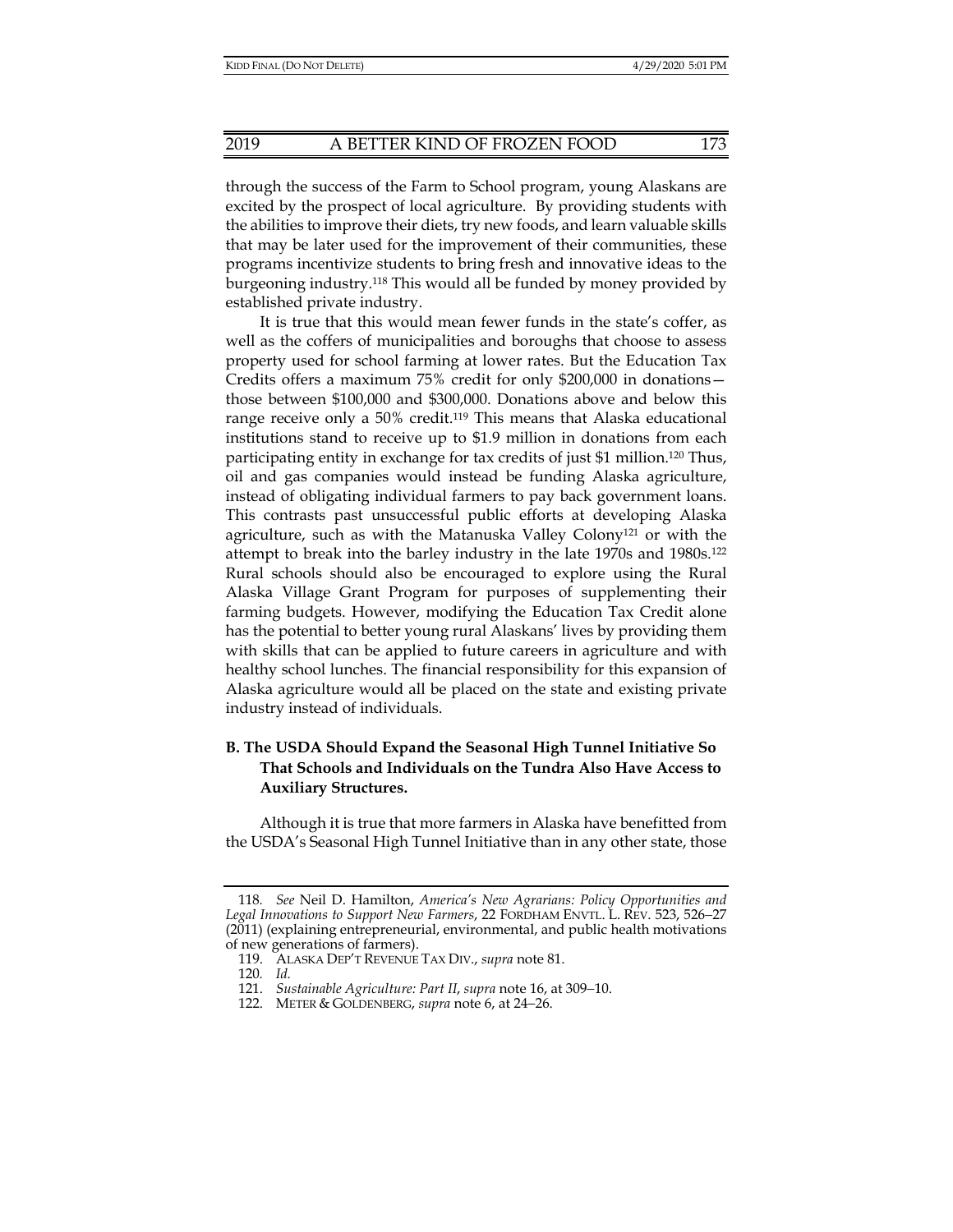through the success of the Farm to School program, young Alaskans are excited by the prospect of local agriculture. By providing students with the abilities to improve their diets, try new foods, and learn valuable skills that may be later used for the improvement of their communities, these programs incentivize students to bring fresh and innovative ideas to the burgeoning industry.[118] This would all be funded by money provided by established private industry.

It is true that this would mean fewer funds in the state's coffer, as well as the coffers of municipalities and boroughs that choose to assess property used for school farming at lower rates. But the Education Tax Credits offers a maximum 75% credit for only $200,000 in donations—those between $100,000 and $300,000. Donations above and below this range receive only a 50% credit.[119] This means that Alaska educational institutions stand to receive up to $1.9 million in donations from each participating entity in exchange for tax credits of just $1 million.[120] Thus, oil and gas companies would instead be funding Alaska agriculture, instead of obligating individual farmers to pay back government loans. This contrasts past unsuccessful public efforts at developing Alaska agriculture, such as with the Matanuska Valley Colony[121] or with the attempt to break into the barley industry in the late 1970s and 1980s.[122] Rural schools should also be encouraged to explore using the Rural Alaska Village Grant Program for purposes of supplementing their farming budgets. However, modifying the Education Tax Credit alone has the potential to better young rural Alaskans' lives by providing them with skills that can be applied to future careers in agriculture and with healthy school lunches. The financial responsibility for this expansion of Alaska agriculture would all be placed on the state and existing private industry instead of individuals.

### B. The USDA Should Expand the Seasonal High Tunnel Initiative So That Schools and Individuals on the Tundra Also Have Access to Auxiliary Structures.

Although it is true that more farmers in Alaska have benefitted from the USDA's Seasonal High Tunnel Initiative than in any other state, those

---

118. *See* Neil D. Hamilton, *America's New Agrarians: Policy Opportunities and Legal Innovations to Support New Farmers*, 22 FORDHAM ENVTL. L. REV. 523, 526–27 (2011) (explaining entrepreneurial, environmental, and public health motivations of new generations of farmers).

119. ALASKA DEP'T REVENUE TAX DIV., *supra* note 81.

120. *Id.*

121. *Sustainable Agriculture: Part II*, *supra* note 16, at 309–10.

122. METER & GOLDENBERG, *supra* note 6, at 24–26.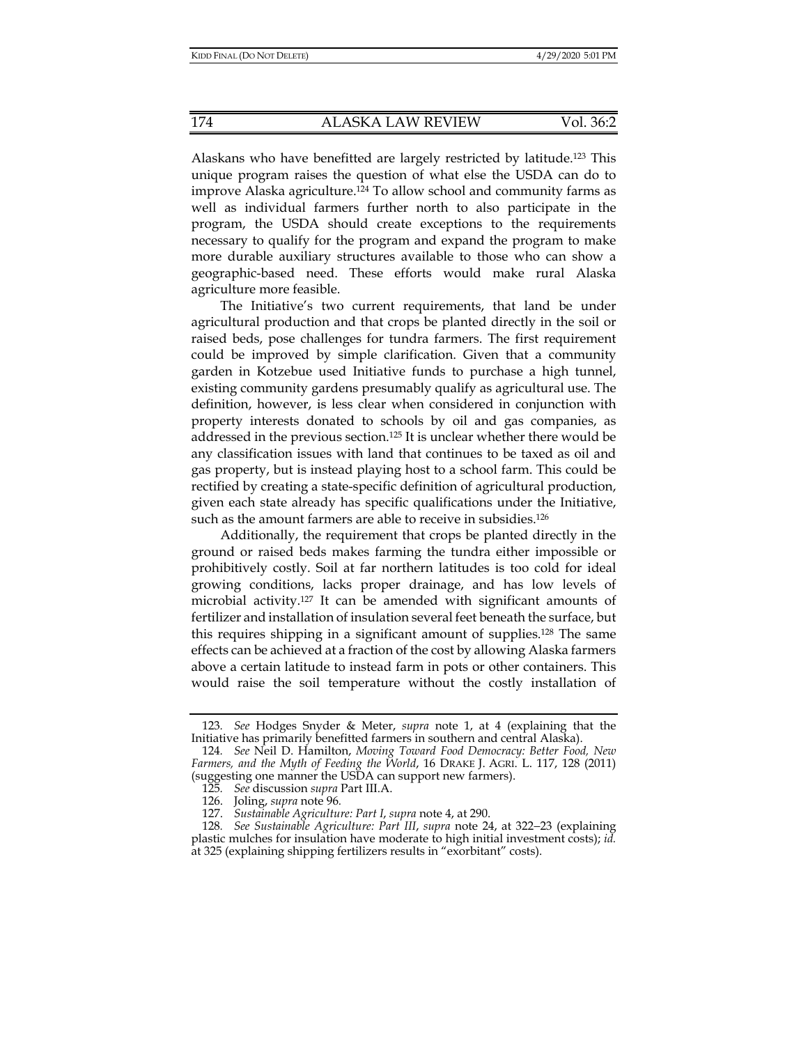Alaskans who have benefitted are largely restricted by latitude.[123] This unique program raises the question of what else the USDA can do to improve Alaska agriculture.[124] To allow school and community farms as well as individual farmers further north to also participate in the program, the USDA should create exceptions to the requirements necessary to qualify for the program and expand the program to make more durable auxiliary structures available to those who can show a geographic-based need. These efforts would make rural Alaska agriculture more feasible.

The Initiative's two current requirements, that land be under agricultural production and that crops be planted directly in the soil or raised beds, pose challenges for tundra farmers. The first requirement could be improved by simple clarification. Given that a community garden in Kotzebue used Initiative funds to purchase a high tunnel, existing community gardens presumably qualify as agricultural use. The definition, however, is less clear when considered in conjunction with property interests donated to schools by oil and gas companies, as addressed in the previous section.[125] It is unclear whether there would be any classification issues with land that continues to be taxed as oil and gas property, but is instead playing host to a school farm. This could be rectified by creating a state-specific definition of agricultural production, given each state already has specific qualifications under the Initiative, such as the amount farmers are able to receive in subsidies.[126]

Additionally, the requirement that crops be planted directly in the ground or raised beds makes farming the tundra either impossible or prohibitively costly. Soil at far northern latitudes is too cold for ideal growing conditions, lacks proper drainage, and has low levels of microbial activity.[127] It can be amended with significant amounts of fertilizer and installation of insulation several feet beneath the surface, but this requires shipping in a significant amount of supplies.[128] The same effects can be achieved at a fraction of the cost by allowing Alaska farmers above a certain latitude to instead farm in pots or other containers. This would raise the soil temperature without the costly installation of

---

123. *See* Hodges Snyder & Meter, *supra* note 1, at 4 (explaining that the Initiative has primarily benefitted farmers in southern and central Alaska).

124. *See* Neil D. Hamilton, *Moving Toward Food Democracy: Better Food, New Farmers, and the Myth of Feeding the World*, 16 DRAKE J. AGRI. L. 117, 128 (2011) (suggesting one manner the USDA can support new farmers).

125. *See* discussion *supra* Part III.A.

126. Joling, *supra* note 96.

127. *Sustainable Agriculture: Part I*, *supra* note 4, at 290.

128. *See Sustainable Agriculture: Part III*, *supra* note 24, at 322–23 (explaining plastic mulches for insulation have moderate to high initial investment costs); *id.* at 325 (explaining shipping fertilizers results in "exorbitant" costs).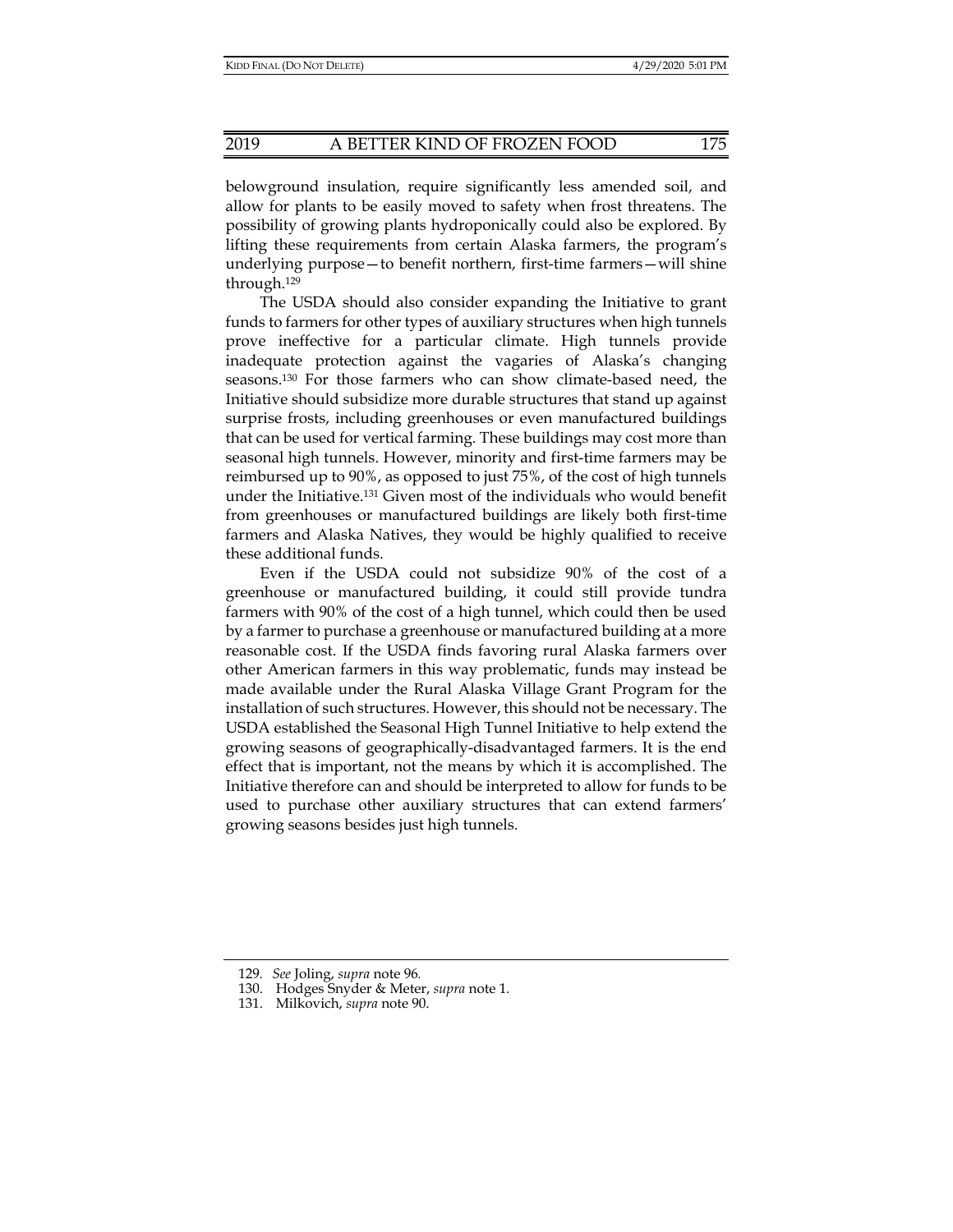belowground insulation, require significantly less amended soil, and allow for plants to be easily moved to safety when frost threatens. The possibility of growing plants hydroponically could also be explored. By lifting these requirements from certain Alaska farmers, the program's underlying purpose—to benefit northern, first-time farmers—will shine through.[129]

The USDA should also consider expanding the Initiative to grant funds to farmers for other types of auxiliary structures when high tunnels prove ineffective for a particular climate. High tunnels provide inadequate protection against the vagaries of Alaska's changing seasons.[130] For those farmers who can show climate-based need, the Initiative should subsidize more durable structures that stand up against surprise frosts, including greenhouses or even manufactured buildings that can be used for vertical farming. These buildings may cost more than seasonal high tunnels. However, minority and first-time farmers may be reimbursed up to 90%, as opposed to just 75%, of the cost of high tunnels under the Initiative.[131] Given most of the individuals who would benefit from greenhouses or manufactured buildings are likely both first-time farmers and Alaska Natives, they would be highly qualified to receive these additional funds.

Even if the USDA could not subsidize 90% of the cost of a greenhouse or manufactured building, it could still provide tundra farmers with 90% of the cost of a high tunnel, which could then be used by a farmer to purchase a greenhouse or manufactured building at a more reasonable cost. If the USDA finds favoring rural Alaska farmers over other American farmers in this way problematic, funds may instead be made available under the Rural Alaska Village Grant Program for the installation of such structures. However, this should not be necessary. The USDA established the Seasonal High Tunnel Initiative to help extend the growing seasons of geographically-disadvantaged farmers. It is the end effect that is important, not the means by which it is accomplished. The Initiative therefore can and should be interpreted to allow for funds to be used to purchase other auxiliary structures that can extend farmers' growing seasons besides just high tunnels.

---

129. *See* Joling, *supra* note 96.
130. Hodges Snyder & Meter, *supra* note 1.
131. Milkovich, *supra* note 90.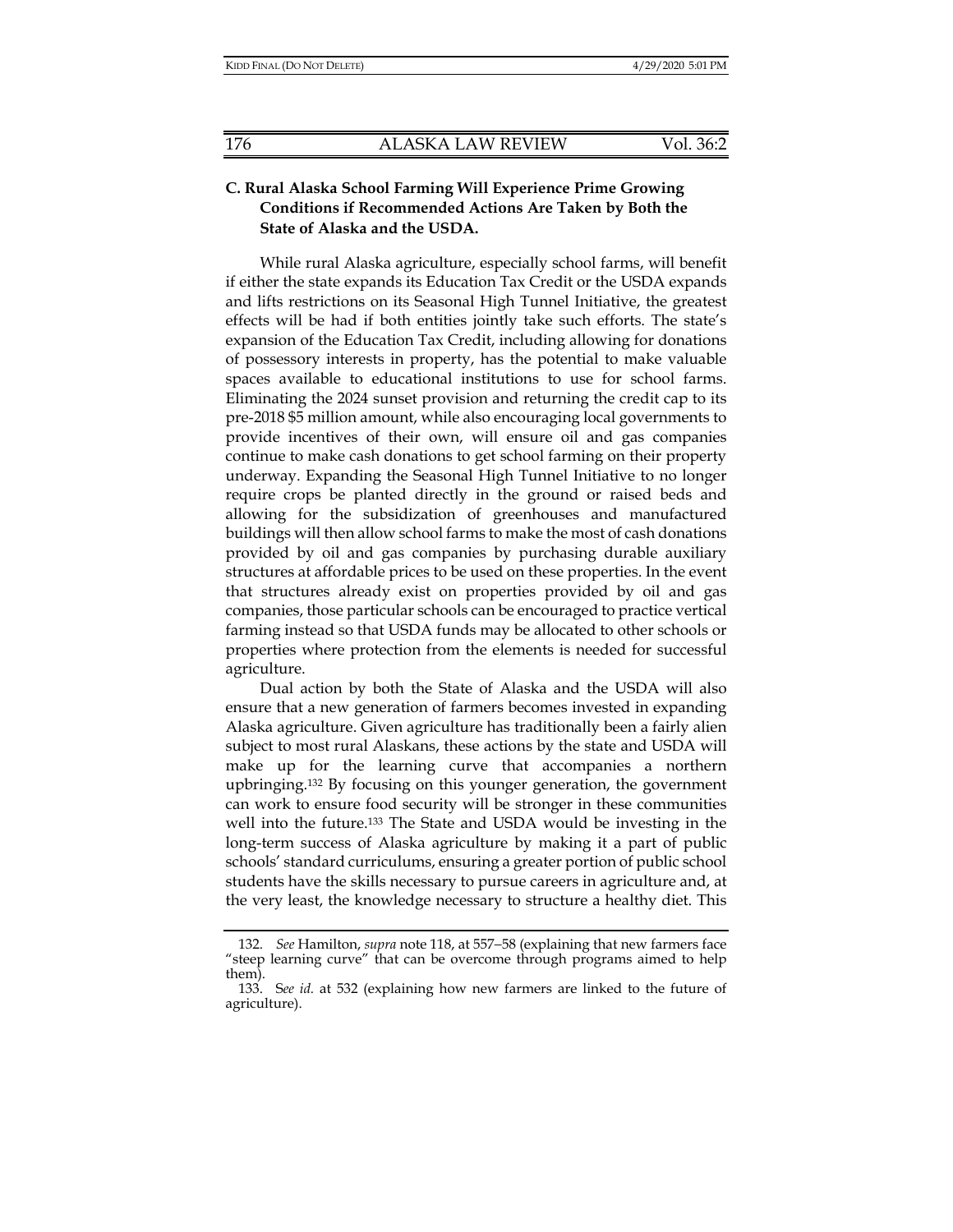### C. Rural Alaska School Farming Will Experience Prime Growing Conditions if Recommended Actions Are Taken by Both the State of Alaska and the USDA.

While rural Alaska agriculture, especially school farms, will benefit if either the state expands its Education Tax Credit or the USDA expands and lifts restrictions on its Seasonal High Tunnel Initiative, the greatest effects will be had if both entities jointly take such efforts. The state's expansion of the Education Tax Credit, including allowing for donations of possessory interests in property, has the potential to make valuable spaces available to educational institutions to use for school farms. Eliminating the 2024 sunset provision and returning the credit cap to its pre-2018 $5 million amount, while also encouraging local governments to provide incentives of their own, will ensure oil and gas companies continue to make cash donations to get school farming on their property underway. Expanding the Seasonal High Tunnel Initiative to no longer require crops be planted directly in the ground or raised beds and allowing for the subsidization of greenhouses and manufactured buildings will then allow school farms to make the most of cash donations provided by oil and gas companies by purchasing durable auxiliary structures at affordable prices to be used on these properties. In the event that structures already exist on properties provided by oil and gas companies, those particular schools can be encouraged to practice vertical farming instead so that USDA funds may be allocated to other schools or properties where protection from the elements is needed for successful agriculture.

Dual action by both the State of Alaska and the USDA will also ensure that a new generation of farmers becomes invested in expanding Alaska agriculture. Given agriculture has traditionally been a fairly alien subject to most rural Alaskans, these actions by the state and USDA will make up for the learning curve that accompanies a northern upbringing.[132] By focusing on this younger generation, the government can work to ensure food security will be stronger in these communities well into the future.[133] The State and USDA would be investing in the long-term success of Alaska agriculture by making it a part of public schools' standard curriculums, ensuring a greater portion of public school students have the skills necessary to pursue careers in agriculture and, at the very least, the knowledge necessary to structure a healthy diet. This

---

132. *See* Hamilton, *supra* note 118, at 557–58 (explaining that new farmers face "steep learning curve" that can be overcome through programs aimed to help them).

133. S*ee id.* at 532 (explaining how new farmers are linked to the future of agriculture).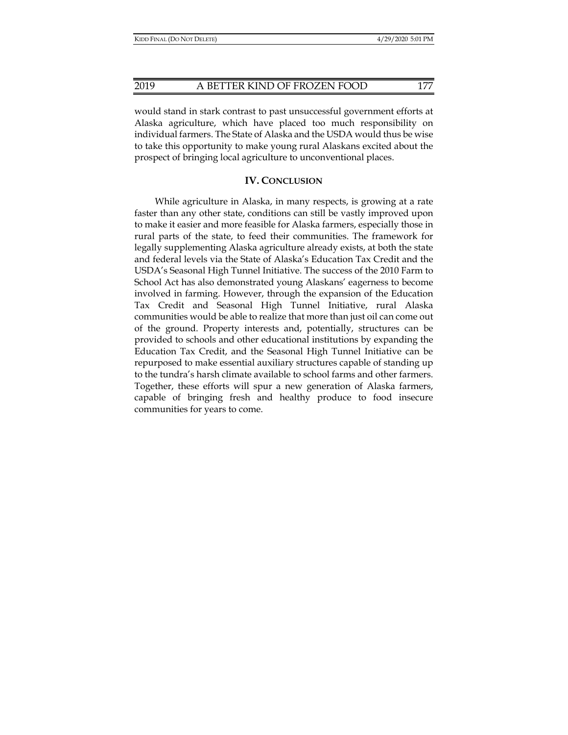would stand in stark contrast to past unsuccessful government efforts at Alaska agriculture, which have placed too much responsibility on individual farmers. The State of Alaska and the USDA would thus be wise to take this opportunity to make young rural Alaskans excited about the prospect of bringing local agriculture to unconventional places.

## IV. CONCLUSION

While agriculture in Alaska, in many respects, is growing at a rate faster than any other state, conditions can still be vastly improved upon to make it easier and more feasible for Alaska farmers, especially those in rural parts of the state, to feed their communities. The framework for legally supplementing Alaska agriculture already exists, at both the state and federal levels via the State of Alaska's Education Tax Credit and the USDA's Seasonal High Tunnel Initiative. The success of the 2010 Farm to School Act has also demonstrated young Alaskans' eagerness to become involved in farming. However, through the expansion of the Education Tax Credit and Seasonal High Tunnel Initiative, rural Alaska communities would be able to realize that more than just oil can come out of the ground. Property interests and, potentially, structures can be provided to schools and other educational institutions by expanding the Education Tax Credit, and the Seasonal High Tunnel Initiative can be repurposed to make essential auxiliary structures capable of standing up to the tundra's harsh climate available to school farms and other farmers. Together, these efforts will spur a new generation of Alaska farmers, capable of bringing fresh and healthy produce to food insecure communities for years to come.